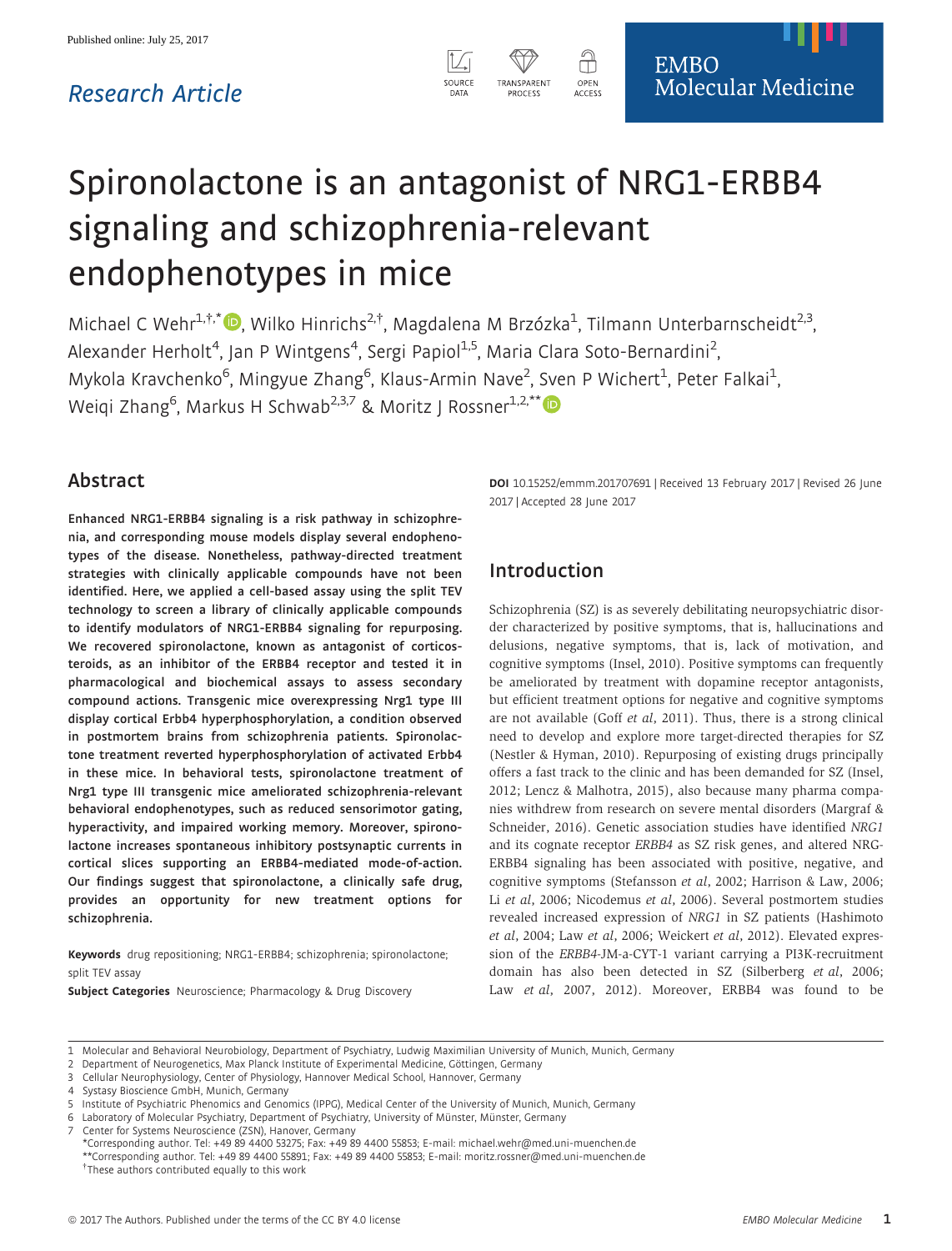Published online: July 25, 2017

Research Article

# Spironolactone is an antagonist of NRG1-ERBB4 signaling and schizophrenia-relevant endophenotypes in mice

Michael C Wehr[1,†,*], Wilko Hinrichs[2,†], Magdalena M Brzózka[1], Tilmann Unterbarnscheidt[2,3], Alexander Herholt[4], Jan P Wintgens[4], Sergi Papiol[1,5], Maria Clara Soto-Bernardini[2], Mykola Kravchenko[6], Mingyue Zhang[6], Klaus-Armin Nave[2], Sven P Wichert[1], Peter Falkai[1], Weiqi Zhang[6], Markus H Schwab[2,3,7] & Moritz J Rossner[1,2,**]

## Abstract

**Enhanced NRG1-ERBB4 signaling is a risk pathway in schizophrenia, and corresponding mouse models display several endophenotypes of the disease. Nonetheless, pathway-directed treatment strategies with clinically applicable compounds have not been identified. Here, we applied a cell-based assay using the split TEV technology to screen a library of clinically applicable compounds to identify modulators of NRG1-ERBB4 signaling for repurposing. We recovered spironolactone, known as antagonist of corticosteroids, as an inhibitor of the ERBB4 receptor and tested it in pharmacological and biochemical assays to assess secondary compound actions. Transgenic mice overexpressing Nrg1 type III display cortical Erbb4 hyperphosphorylation, a condition observed in postmortem brains from schizophrenia patients. Spironolactone treatment reverted hyperphosphorylation of activated Erbb4 in these mice. In behavioral tests, spironolactone treatment of Nrg1 type III transgenic mice ameliorated schizophrenia-relevant behavioral endophenotypes, such as reduced sensorimotor gating, hyperactivity, and impaired working memory. Moreover, spironolactone increases spontaneous inhibitory postsynaptic currents in cortical slices supporting an ERBB4-mediated mode-of-action. Our findings suggest that spironolactone, a clinically safe drug, provides an opportunity for new treatment options for schizophrenia.**

**Keywords** drug repositioning; NRG1-ERBB4; schizophrenia; spironolactone; split TEV assay

**Subject Categories** Neuroscience; Pharmacology & Drug Discovery

**DOI** 10.15252/emmm.201707691 | Received 13 February 2017 | Revised 26 June 2017 | Accepted 28 June 2017

## Introduction

Schizophrenia (SZ) is as severely debilitating neuropsychiatric disorder characterized by positive symptoms, that is, hallucinations and delusions, negative symptoms, that is, lack of motivation, and cognitive symptoms (Insel, 2010). Positive symptoms can frequently be ameliorated by treatment with dopamine receptor antagonists, but efficient treatment options for negative and cognitive symptoms are not available (Goff *et al*, 2011). Thus, there is a strong clinical need to develop and explore more target-directed therapies for SZ (Nestler & Hyman, 2010). Repurposing of existing drugs principally offers a fast track to the clinic and has been demanded for SZ (Insel, 2012; Lencz & Malhotra, 2015), also because many pharma companies withdrew from research on severe mental disorders (Margraf & Schneider, 2016). Genetic association studies have identified *NRG1* and its cognate receptor *ERBB4* as SZ risk genes, and altered NRG-ERBB4 signaling has been associated with positive, negative, and cognitive symptoms (Stefansson *et al*, 2002; Harrison & Law, 2006; Li *et al*, 2006; Nicodemus *et al*, 2006). Several postmortem studies revealed increased expression of *NRG1* in SZ patients (Hashimoto *et al*, 2004; Law *et al*, 2006; Weickert *et al*, 2012). Elevated expression of the *ERBB4*-JM-a-CYT-1 variant carrying a PI3K-recruitment domain has also been detected in SZ (Silberberg *et al*, 2006; Law *et al*, 2007, 2012). Moreover, ERBB4 was found to be

1 Molecular and Behavioral Neurobiology, Department of Psychiatry, Ludwig Maximilian University of Munich, Munich, Germany
2 Department of Neurogenetics, Max Planck Institute of Experimental Medicine, Göttingen, Germany
3 Cellular Neurophysiology, Center of Physiology, Hannover Medical School, Hannover, Germany
4 Systasy Bioscience GmbH, Munich, Germany
5 Institute of Psychiatric Phenomics and Genomics (IPPG), Medical Center of the University of Munich, Munich, Germany
6 Laboratory of Molecular Psychiatry, Department of Psychiatry, University of Münster, Münster, Germany
7 Center for Systems Neuroscience (ZSN), Hanover, Germany
*Corresponding author. Tel: +49 89 4400 53275; Fax: +49 89 4400 55853; E-mail: michael.wehr@med.uni-muenchen.de
**Corresponding author. Tel: +49 89 4400 55891; Fax: +49 89 4400 55853; E-mail: moritz.rossner@med.uni-muenchen.de
†These authors contributed equally to this work

© 2017 The Authors. Published under the terms of the CC BY 4.0 license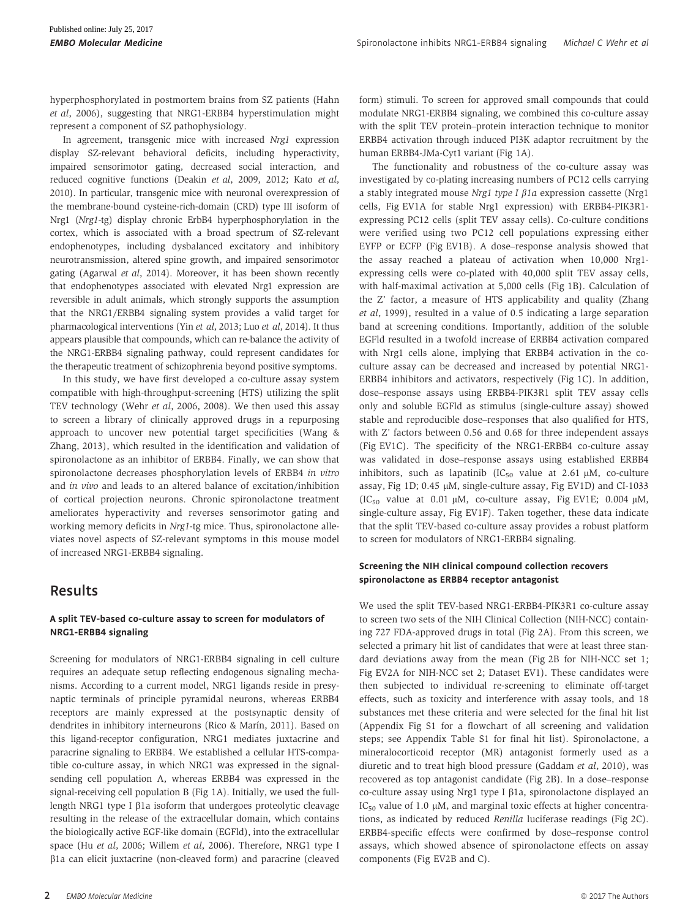hyperphosphorylated in postmortem brains from SZ patients (Hahn *et al*, 2006), suggesting that NRG1-ERBB4 hyperstimulation might represent a component of SZ pathophysiology.

In agreement, transgenic mice with increased *Nrg1* expression display SZ-relevant behavioral deficits, including hyperactivity, impaired sensorimotor gating, decreased social interaction, and reduced cognitive functions (Deakin *et al*, 2009, 2012; Kato *et al*, 2010). In particular, transgenic mice with neuronal overexpression of the membrane-bound cysteine-rich-domain (CRD) type III isoform of Nrg1 (*Nrg1*-tg) display chronic ErbB4 hyperphosphorylation in the cortex, which is associated with a broad spectrum of SZ-relevant endophenotypes, including dysbalanced excitatory and inhibitory neurotransmission, altered spine growth, and impaired sensorimotor gating (Agarwal *et al*, 2014). Moreover, it has been shown recently that endophenotypes associated with elevated Nrg1 expression are reversible in adult animals, which strongly supports the assumption that the NRG1/ERBB4 signaling system provides a valid target for pharmacological interventions (Yin *et al*, 2013; Luo *et al*, 2014). It thus appears plausible that compounds, which can re-balance the activity of the NRG1-ERBB4 signaling pathway, could represent candidates for the therapeutic treatment of schizophrenia beyond positive symptoms.

In this study, we have first developed a co-culture assay system compatible with high-throughput-screening (HTS) utilizing the split TEV technology (Wehr *et al*, 2006, 2008). We then used this assay to screen a library of clinically approved drugs in a repurposing approach to uncover new potential target specificities (Wang & Zhang, 2013), which resulted in the identification and validation of spironolactone as an inhibitor of ERBB4. Finally, we can show that spironolactone decreases phosphorylation levels of ERBB4 *in vitro* and *in vivo* and leads to an altered balance of excitation/inhibition of cortical projection neurons. Chronic spironolactone treatment ameliorates hyperactivity and reverses sensorimotor gating and working memory deficits in *Nrg1*-tg mice. Thus, spironolactone alleviates novel aspects of SZ-relevant symptoms in this mouse model of increased NRG1-ERBB4 signaling.

## Results

### A split TEV-based co-culture assay to screen for modulators of NRG1-ERBB4 signaling

Screening for modulators of NRG1-ERBB4 signaling in cell culture requires an adequate setup reflecting endogenous signaling mechanisms. According to a current model, NRG1 ligands reside in presynaptic terminals of principle pyramidal neurons, whereas ERBB4 receptors are mainly expressed at the postsynaptic density of dendrites in inhibitory interneurons (Rico & Marín, 2011). Based on this ligand-receptor configuration, NRG1 mediates juxtacrine and paracrine signaling to ERBB4. We established a cellular HTS-compatible co-culture assay, in which NRG1 was expressed in the signal-sending cell population A, whereas ERBB4 was expressed in the signal-receiving cell population B (Fig 1A). Initially, we used the full-length NRG1 type I β1a isoform that undergoes proteolytic cleavage resulting in the release of the extracellular domain, which contains the biologically active EGF-like domain (EGFld), into the extracellular space (Hu *et al*, 2006; Willem *et al*, 2006). Therefore, NRG1 type I β1a can elicit juxtacrine (non-cleaved form) and paracrine (cleaved form) stimuli. To screen for approved small compounds that could modulate NRG1-ERBB4 signaling, we combined this co-culture assay with the split TEV protein–protein interaction technique to monitor ERBB4 activation through induced PI3K adaptor recruitment by the human ERBB4-JMa-Cyt1 variant (Fig 1A).

The functionality and robustness of the co-culture assay was investigated by co-plating increasing numbers of PC12 cells carrying a stably integrated mouse *Nrg1 type I β1a* expression cassette (Nrg1 cells, Fig EV1A for stable Nrg1 expression) with ERBB4-PIK3R1-expressing PC12 cells (split TEV assay cells). Co-culture conditions were verified using two PC12 cell populations expressing either EYFP or ECFP (Fig EV1B). A dose–response analysis showed that the assay reached a plateau of activation when 10,000 Nrg1-expressing cells were co-plated with 40,000 split TEV assay cells, with half-maximal activation at 5,000 cells (Fig 1B). Calculation of the Z' factor, a measure of HTS applicability and quality (Zhang *et al*, 1999), resulted in a value of 0.5 indicating a large separation band at screening conditions. Importantly, addition of the soluble EGFld resulted in a twofold increase of ERBB4 activation compared with Nrg1 cells alone, implying that ERBB4 activation in the co-culture assay can be decreased and increased by potential NRG1-ERBB4 inhibitors and activators, respectively (Fig 1C). In addition, dose–response assays using ERBB4-PIK3R1 split TEV assay cells only and soluble EGFld as stimulus (single-culture assay) showed stable and reproducible dose–responses that also qualified for HTS, with Z' factors between 0.56 and 0.68 for three independent assays (Fig EV1C). The specificity of the NRG1-ERBB4 co-culture assay was validated in dose–response assays using established ERBB4 inhibitors, such as lapatinib ($IC_{50}$ value at 2.61 μM, co-culture assay, Fig 1D; 0.45 μM, single-culture assay, Fig EV1D) and CI-1033 ($IC_{50}$ value at 0.01 μM, co-culture assay, Fig EV1E; 0.004 μM, single-culture assay, Fig EV1F). Taken together, these data indicate that the split TEV-based co-culture assay provides a robust platform to screen for modulators of NRG1-ERBB4 signaling.

### Screening the NIH clinical compound collection recovers spironolactone as ERBB4 receptor antagonist

We used the split TEV-based NRG1-ERBB4-PIK3R1 co-culture assay to screen two sets of the NIH Clinical Collection (NIH-NCC) containing 727 FDA-approved drugs in total (Fig 2A). From this screen, we selected a primary hit list of candidates that were at least three standard deviations away from the mean (Fig 2B for NIH-NCC set 1; Fig EV2A for NIH-NCC set 2; Dataset EV1). These candidates were then subjected to individual re-screening to eliminate off-target effects, such as toxicity and interference with assay tools, and 18 substances met these criteria and were selected for the final hit list (Appendix Fig S1 for a flowchart of all screening and validation steps; see Appendix Table S1 for final hit list). Spironolactone, a mineralocorticoid receptor (MR) antagonist formerly used as a diuretic and to treat high blood pressure (Gaddam *et al*, 2010), was recovered as top antagonist candidate (Fig 2B). In a dose–response co-culture assay using Nrg1 type I β1a, spironolactone displayed an $IC_{50}$ value of 1.0 μM, and marginal toxic effects at higher concentrations, as indicated by reduced *Renilla* luciferase readings (Fig 2C). ERBB4-specific effects were confirmed by dose–response control assays, which showed absence of spironolactone effects on assay components (Fig EV2B and C).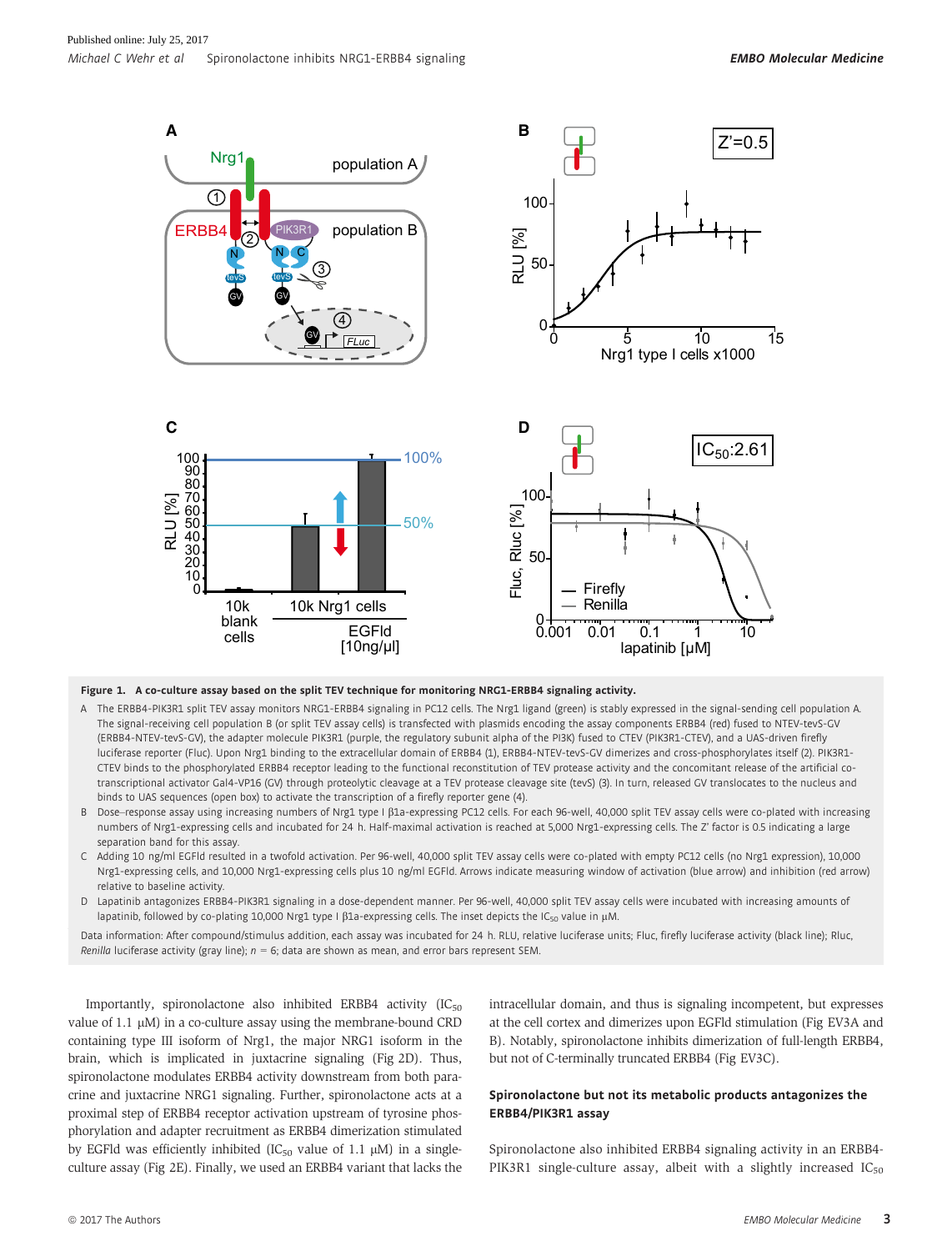**Figure 1. A co-culture assay based on the split TEV technique for monitoring NRG1-ERBB4 signaling activity.**

A The ERBB4-PIK3R1 split TEV assay monitors NRG1-ERBB4 signaling in PC12 cells. The Nrg1 ligand (green) is stably expressed in the signal-sending cell population A. The signal-receiving cell population B (or split TEV assay cells) is transfected with plasmids encoding the assay components ERBB4 (red) fused to NTEV-tevS-GV (ERBB4-NTEV-tevS-GV), the adapter molecule PIK3R1 (purple, the regulatory subunit alpha of the PI3K) fused to CTEV (PIK3R1-CTEV), and a UAS-driven firefly luciferase reporter (Fluc). Upon Nrg1 binding to the extracellular domain of ERBB4 (1), ERBB4-NTEV-tevS-GV dimerizes and cross-phosphorylates itself (2). PIK3R1-CTEV binds to the phosphorylated ERBB4 receptor leading to the functional reconstitution of TEV protease activity and the concomitant release of the artificial co-transcriptional activator Gal4-VP16 (GV) through proteolytic cleavage at a TEV protease cleavage site (tevS) (3). In turn, released GV translocates to the nucleus and binds to UAS sequences (open box) to activate the transcription of a firefly reporter gene (4).

B Dose–response assay using increasing numbers of Nrg1 type I β1a-expressing PC12 cells. For each 96-well, 40,000 split TEV assay cells were co-plated with increasing numbers of Nrg1-expressing cells and incubated for 24 h. Half-maximal activation is reached at 5,000 Nrg1-expressing cells. The Z′ factor is 0.5 indicating a large separation band for this assay.

C Adding 10 ng/ml EGFld resulted in a twofold activation. Per 96-well, 40,000 split TEV assay cells were co-plated with empty PC12 cells (no Nrg1 expression), 10,000 Nrg1-expressing cells, and 10,000 Nrg1-expressing cells plus 10 ng/ml EGFld. Arrows indicate measuring window of activation (blue arrow) and inhibition (red arrow) relative to baseline activity.

D Lapatinib antagonizes ERBB4-PIK3R1 signaling in a dose-dependent manner. Per 96-well, 40,000 split TEV assay cells were incubated with increasing amounts of lapatinib, followed by co-plating 10,000 Nrg1 type I β1a-expressing cells. The inset depicts the $IC_{50}$ value in μM.

Data information: After compound/stimulus addition, each assay was incubated for 24 h. RLU, relative luciferase units; Fluc, firefly luciferase activity (black line); Rluc, *Renilla* luciferase activity (gray line); $n = 6$; data are shown as mean, and error bars represent SEM.

Importantly, spironolactone also inhibited ERBB4 activity ($IC_{50}$ value of 1.1 μM) in a co-culture assay using the membrane-bound CRD containing type III isoform of Nrg1, the major NRG1 isoform in the brain, which is implicated in juxtacrine signaling (Fig 2D). Thus, spironolactone modulates ERBB4 activity downstream from both paracrine and juxtacrine NRG1 signaling. Further, spironolactone acts at a proximal step of ERBB4 receptor activation upstream of tyrosine phosphorylation and adapter recruitment as ERBB4 dimerization stimulated by EGFld was efficiently inhibited ($IC_{50}$ value of 1.1 μM) in a single-culture assay (Fig 2E). Finally, we used an ERBB4 variant that lacks the intracellular domain, and thus is signaling incompetent, but expresses at the cell cortex and dimerizes upon EGFld stimulation (Fig EV3A and B). Notably, spironolactone inhibits dimerization of full-length ERBB4, but not of C-terminally truncated ERBB4 (Fig EV3C).

### Spironolactone but not its metabolic products antagonizes the ERBB4/PIK3R1 assay

Spironolactone also inhibited ERBB4 signaling activity in an ERBB4-PIK3R1 single-culture assay, albeit with a slightly increased $IC_{50}$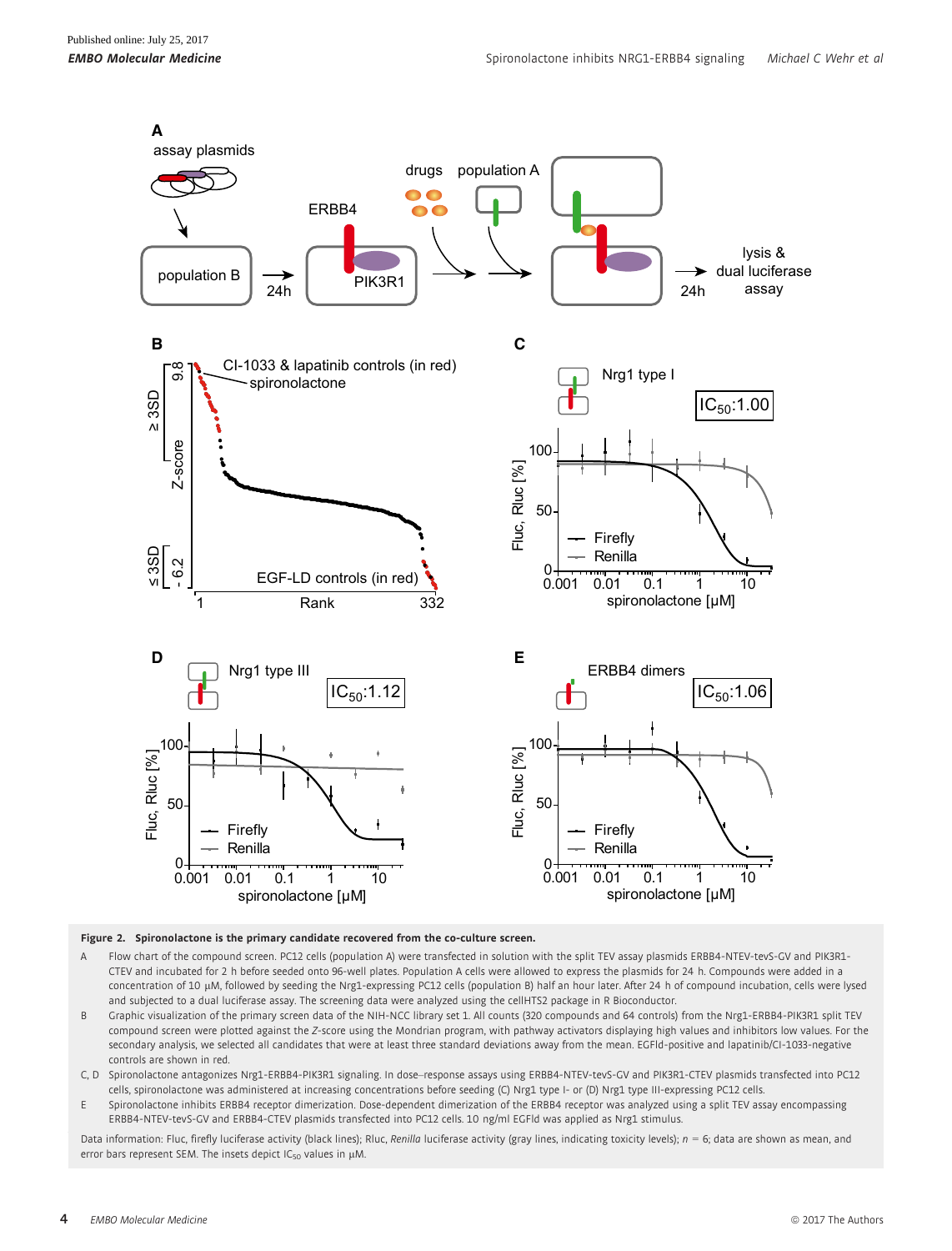**Figure 2. Spironolactone is the primary candidate recovered from the co-culture screen.**

A Flow chart of the compound screen. PC12 cells (population A) were transfected in solution with the split TEV assay plasmids ERBB4-NTEV-tevS-GV and PIK3R1-CTEV and incubated for 2 h before seeded onto 96-well plates. Population A cells were allowed to express the plasmids for 24 h. Compounds were added in a concentration of 10 μM, followed by seeding the Nrg1-expressing PC12 cells (population B) half an hour later. After 24 h of compound incubation, cells were lysed and subjected to a dual luciferase assay. The screening data were analyzed using the cellHTS2 package in R Bioconductor.

B Graphic visualization of the primary screen data of the NIH-NCC library set 1. All counts (320 compounds and 64 controls) from the Nrg1-ERBB4-PIK3R1 split TEV compound screen were plotted against the *Z*-score using the Mondrian program, with pathway activators displaying high values and inhibitors low values. For the secondary analysis, we selected all candidates that were at least three standard deviations away from the mean. EGFld-positive and lapatinib/CI-1033-negative controls are shown in red.

C, D Spironolactone antagonizes Nrg1-ERBB4-PIK3R1 signaling. In dose–response assays using ERBB4-NTEV-tevS-GV and PIK3R1-CTEV plasmids transfected into PC12 cells, spironolactone was administered at increasing concentrations before seeding (C) Nrg1 type I- or (D) Nrg1 type III-expressing PC12 cells.

E Spironolactone inhibits ERBB4 receptor dimerization. Dose-dependent dimerization of the ERBB4 receptor was analyzed using a split TEV assay encompassing ERBB4-NTEV-tevS-GV and ERBB4-CTEV plasmids transfected into PC12 cells. 10 ng/ml EGFld was applied as Nrg1 stimulus.

Data information: Fluc, firefly luciferase activity (black lines); Rluc, *Renilla* luciferase activity (gray lines, indicating toxicity levels); $n = 6$; data are shown as mean, and error bars represent SEM. The insets depict $IC_{50}$ values in μM.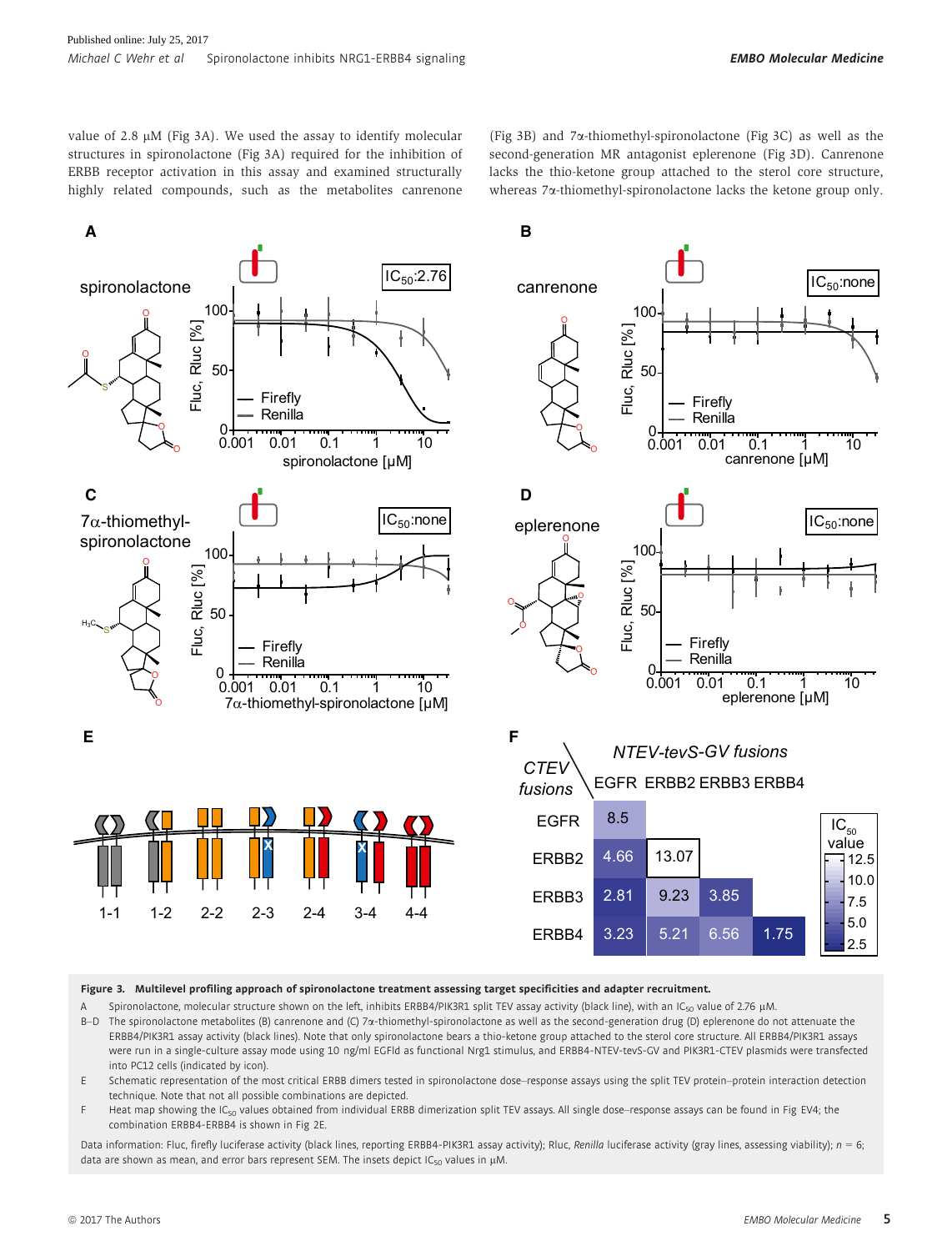value of 2.8 μM (Fig 3A). We used the assay to identify molecular structures in spironolactone (Fig 3A) required for the inhibition of ERBB receptor activation in this assay and examined structurally highly related compounds, such as the metabolites canrenone (Fig 3B) and 7α-thiomethyl-spironolactone (Fig 3C) as well as the second-generation MR antagonist eplerenone (Fig 3D). Canrenone lacks the thio-ketone group attached to the sterol core structure, whereas 7α-thiomethyl-spironolactone lacks the ketone group only.

**Figure 3. Multilevel profiling approach of spironolactone treatment assessing target specificities and adapter recruitment.**

A Spironolactone, molecular structure shown on the left, inhibits ERBB4/PIK3R1 split TEV assay activity (black line), with an $IC_{50}$ value of 2.76 μM.

B–D The spironolactone metabolites (B) canrenone and (C) 7α-thiomethyl-spironolactone as well as the second-generation drug (D) eplerenone do not attenuate the ERBB4/PIK3R1 assay activity (black lines). Note that only spironolactone bears a thio-ketone group attached to the sterol core structure. All ERBB4/PIK3R1 assays were run in a single-culture assay mode using 10 ng/ml EGFld as functional Nrg1 stimulus, and ERBB4-NTEV-tevS-GV and PIK3R1-CTEV plasmids were transfected into PC12 cells (indicated by icon).

E Schematic representation of the most critical ERBB dimers tested in spironolactone dose–response assays using the split TEV protein–protein interaction detection technique. Note that not all possible combinations are depicted.

F Heat map showing the $IC_{50}$ values obtained from individual ERBB dimerization split TEV assays. All single dose–response assays can be found in Fig EV4; the combination ERBB4-ERBB4 is shown in Fig 2E.

Data information: Fluc, firefly luciferase activity (black lines, reporting ERBB4-PIK3R1 assay activity); Rluc, *Renilla* luciferase activity (gray lines, assessing viability); $n = 6$; data are shown as mean, and error bars represent SEM. The insets depict $IC_{50}$ values in μM.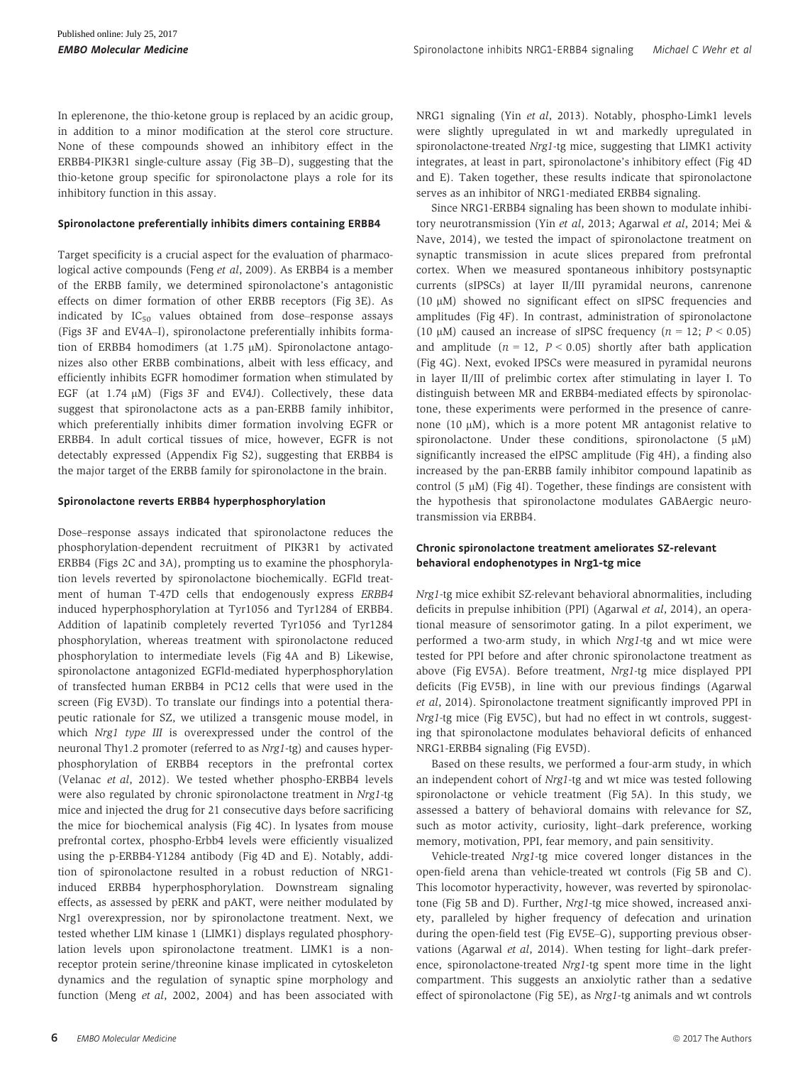In eplerenone, the thio-ketone group is replaced by an acidic group, in addition to a minor modification at the sterol core structure. None of these compounds showed an inhibitory effect in the ERBB4-PIK3R1 single-culture assay (Fig 3B–D), suggesting that the thio-ketone group specific for spironolactone plays a role for its inhibitory function in this assay.

### Spironolactone preferentially inhibits dimers containing ERBB4

Target specificity is a crucial aspect for the evaluation of pharmacological active compounds (Feng *et al*, 2009). As ERBB4 is a member of the ERBB family, we determined spironolactone's antagonistic effects on dimer formation of other ERBB receptors (Fig 3E). As indicated by $IC_{50}$ values obtained from dose–response assays (Figs 3F and EV4A–I), spironolactone preferentially inhibits formation of ERBB4 homodimers (at 1.75 μM). Spironolactone antagonizes also other ERBB combinations, albeit with less efficacy, and efficiently inhibits EGFR homodimer formation when stimulated by EGF (at 1.74 μM) (Figs 3F and EV4J). Collectively, these data suggest that spironolactone acts as a pan-ERBB family inhibitor, which preferentially inhibits dimer formation involving EGFR or ERBB4. In adult cortical tissues of mice, however, EGFR is not detectably expressed (Appendix Fig S2), suggesting that ERBB4 is the major target of the ERBB family for spironolactone in the brain.

### Spironolactone reverts ERBB4 hyperphosphorylation

Dose–response assays indicated that spironolactone reduces the phosphorylation-dependent recruitment of PIK3R1 by activated ERBB4 (Figs 2C and 3A), prompting us to examine the phosphorylation levels reverted by spironolactone biochemically. EGFld treatment of human T-47D cells that endogenously express *ERBB4* induced hyperphosphorylation at Tyr1056 and Tyr1284 of ERBB4. Addition of lapatinib completely reverted Tyr1056 and Tyr1284 phosphorylation, whereas treatment with spironolactone reduced phosphorylation to intermediate levels (Fig 4A and B) Likewise, spironolactone antagonized EGFld-mediated hyperphosphorylation of transfected human ERBB4 in PC12 cells that were used in the screen (Fig EV3D). To translate our findings into a potential therapeutic rationale for SZ, we utilized a transgenic mouse model, in which *Nrg1 type III* is overexpressed under the control of the neuronal Thy1.2 promoter (referred to as *Nrg1*-tg) and causes hyperphosphorylation of ERBB4 receptors in the prefrontal cortex (Velanac *et al*, 2012). We tested whether phospho-ERBB4 levels were also regulated by chronic spironolactone treatment in *Nrg1*-tg mice and injected the drug for 21 consecutive days before sacrificing the mice for biochemical analysis (Fig 4C). In lysates from mouse prefrontal cortex, phospho-Erbb4 levels were efficiently visualized using the p-ERBB4-Y1284 antibody (Fig 4D and E). Notably, addition of spironolactone resulted in a robust reduction of NRG1-induced ERBB4 hyperphosphorylation. Downstream signaling effects, as assessed by pERK and pAKT, were neither modulated by Nrg1 overexpression, nor by spironolactone treatment. Next, we tested whether LIM kinase 1 (LIMK1) displays regulated phosphorylation levels upon spironolactone treatment. LIMK1 is a non-receptor protein serine/threonine kinase implicated in cytoskeleton dynamics and the regulation of synaptic spine morphology and function (Meng *et al*, 2002, 2004) and has been associated with NRG1 signaling (Yin *et al*, 2013). Notably, phospho-Limk1 levels were slightly upregulated in wt and markedly upregulated in spironolactone-treated *Nrg1*-tg mice, suggesting that LIMK1 activity integrates, at least in part, spironolactone's inhibitory effect (Fig 4D and E). Taken together, these results indicate that spironolactone serves as an inhibitor of NRG1-mediated ERBB4 signaling.

Since NRG1-ERBB4 signaling has been shown to modulate inhibitory neurotransmission (Yin *et al*, 2013; Agarwal *et al*, 2014; Mei & Nave, 2014), we tested the impact of spironolactone treatment on synaptic transmission in acute slices prepared from prefrontal cortex. When we measured spontaneous inhibitory postsynaptic currents (sIPSCs) at layer II/III pyramidal neurons, canrenone (10 μM) showed no significant effect on sIPSC frequencies and amplitudes (Fig 4F). In contrast, administration of spironolactone (10 μM) caused an increase of sIPSC frequency ($n = 12$; $P < 0.05$) and amplitude ($n = 12$, $P < 0.05$) shortly after bath application (Fig 4G). Next, evoked IPSCs were measured in pyramidal neurons in layer II/III of prelimbic cortex after stimulating in layer I. To distinguish between MR and ERBB4-mediated effects by spironolactone, these experiments were performed in the presence of canrenone (10 μM), which is a more potent MR antagonist relative to spironolactone. Under these conditions, spironolactone (5 μM) significantly increased the eIPSC amplitude (Fig 4H), a finding also increased by the pan-ERBB family inhibitor compound lapatinib as control (5 μM) (Fig 4I). Together, these findings are consistent with the hypothesis that spironolactone modulates GABAergic neurotransmission via ERBB4.

### Chronic spironolactone treatment ameliorates SZ-relevant behavioral endophenotypes in Nrg1-tg mice

*Nrg1*-tg mice exhibit SZ-relevant behavioral abnormalities, including deficits in prepulse inhibition (PPI) (Agarwal *et al*, 2014), an operational measure of sensorimotor gating. In a pilot experiment, we performed a two-arm study, in which *Nrg1*-tg and wt mice were tested for PPI before and after chronic spironolactone treatment as above (Fig EV5A). Before treatment, *Nrg1*-tg mice displayed PPI deficits (Fig EV5B), in line with our previous findings (Agarwal *et al*, 2014). Spironolactone treatment significantly improved PPI in *Nrg1*-tg mice (Fig EV5C), but had no effect in wt controls, suggesting that spironolactone modulates behavioral deficits of enhanced NRG1-ERBB4 signaling (Fig EV5D).

Based on these results, we performed a four-arm study, in which an independent cohort of *Nrg1*-tg and wt mice was tested following spironolactone or vehicle treatment (Fig 5A). In this study, we assessed a battery of behavioral domains with relevance for SZ, such as motor activity, curiosity, light–dark preference, working memory, motivation, PPI, fear memory, and pain sensitivity.

Vehicle-treated *Nrg1*-tg mice covered longer distances in the open-field arena than vehicle-treated wt controls (Fig 5B and C). This locomotor hyperactivity, however, was reverted by spironolactone (Fig 5B and D). Further, *Nrg1*-tg mice showed, increased anxiety, paralleled by higher frequency of defecation and urination during the open-field test (Fig EV5E–G), supporting previous observations (Agarwal *et al*, 2014). When testing for light–dark preference, spironolactone-treated *Nrg1*-tg spent more time in the light compartment. This suggests an anxiolytic rather than a sedative effect of spironolactone (Fig 5E), as *Nrg1*-tg animals and wt controls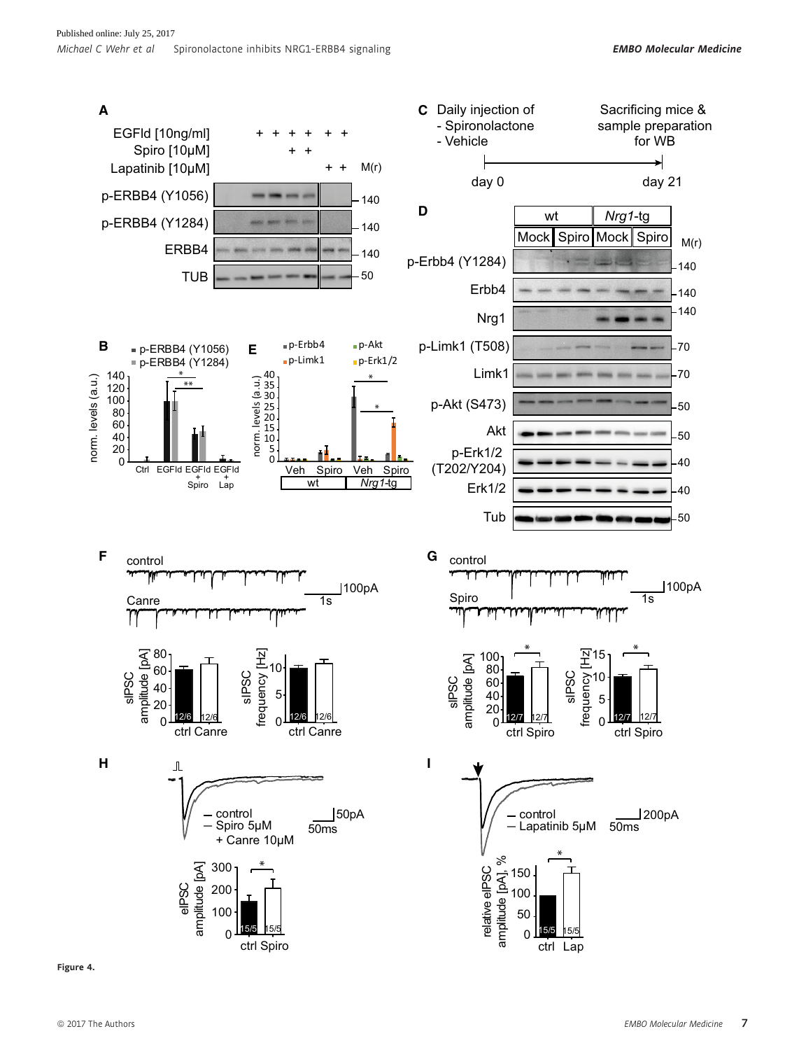Figure 4.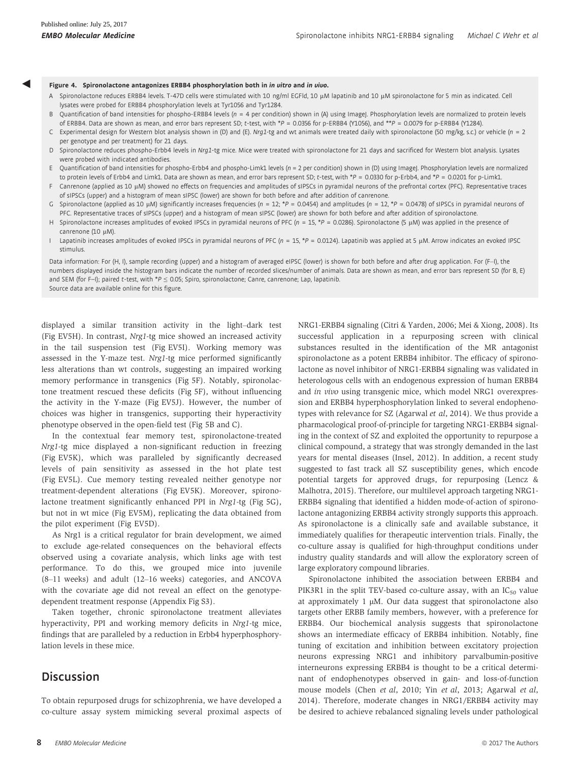**Figure 4. Spironolactone antagonizes ERBB4 phosphorylation both in *in vitro* and *in vivo*.**

A Spironolactone reduces ERBB4 levels. T-47D cells were stimulated with 10 ng/ml EGFld, 10 μM lapatinib and 10 μM spironolactone for 5 min as indicated. Cell lysates were probed for ERBB4 phosphorylation levels at Tyr1056 and Tyr1284.

B Quantification of band intensities for phospho-ERBB4 levels ($n = 4$ per condition) shown in (A) using ImageJ. Phosphorylation levels are normalized to protein levels of ERBB4. Data are shown as mean, and error bars represent SD; *t*-test, with $*P = 0.0356$ for p-ERBB4 (Y1056), and $**P = 0.0079$ for p-ERBB4 (Y1284).

C Experimental design for Western blot analysis shown in (D) and (E). *Nrg1*-tg and wt animals were treated daily with spironolactone (50 mg/kg, s.c.) or vehicle ($n = 2$ per genotype and per treatment) for 21 days.

D Spironolactone reduces phospho-Erbb4 levels in *Nrg1*-tg mice. Mice were treated with spironolactone for 21 days and sacrificed for Western blot analysis. Lysates were probed with indicated antibodies.

E Quantification of band intensities for phospho-Erbb4 and phospho-Limk1 levels ($n = 2$ per condition) shown in (D) using ImageJ. Phosphorylation levels are normalized to protein levels of Erbb4 and Limk1. Data are shown as mean, and error bars represent SD; *t*-test, with $*P = 0.0330$ for p-Erbb4, and $*P = 0.0201$ for p-Limk1.

F Canrenone (applied as 10 μM) showed no effects on frequencies and amplitudes of sIPSCs in pyramidal neurons of the prefrontal cortex (PFC). Representative traces of sIPSCs (upper) and a histogram of mean sIPSC (lower) are shown for both before and after addition of canrenone.

G Spironolactone (applied as 10 μM) significantly increases frequencies ($n = 12$; $*P = 0.0454$) and amplitudes ($n = 12$, $*P = 0.0478$) of sIPSCs in pyramidal neurons of PFC. Representative traces of sIPSCs (upper) and a histogram of mean sIPSC (lower) are shown for both before and after addition of spironolactone.

H Spironolactone increases amplitudes of evoked IPSCs in pyramidal neurons of PFC ($n = 15$, $*P = 0.0286$). Spironolactone (5 μM) was applied in the presence of canrenone (10 μM).

I Lapatinib increases amplitudes of evoked IPSCs in pyramidal neurons of PFC ($n = 15$, $*P = 0.0124$). Lapatinib was applied at 5 μM. Arrow indicates an evoked IPSC stimulus.

Data information: For (H, I), sample recording (upper) and a histogram of averaged eIPSC (lower) is shown for both before and after drug application. For (F–I), the numbers displayed inside the histogram bars indicate the number of recorded slices/number of animals. Data are shown as mean, and error bars represent SD (for B, E) and SEM (for F–I); paired *t*-test, with $*P \leq 0.05$; Spiro, spironolactone; Canre, canrenone; Lap, lapatinib.

Source data are available online for this figure.

displayed a similar transition activity in the light–dark test (Fig EV5H). In contrast, *Nrg1*-tg mice showed an increased activity in the tail suspension test (Fig EV5I). Working memory was assessed in the Y-maze test. *Nrg1*-tg mice performed significantly less alterations than wt controls, suggesting an impaired working memory performance in transgenics (Fig 5F). Notably, spironolactone treatment rescued these deficits (Fig 5F), without influencing the activity in the Y-maze (Fig EV5J). However, the number of choices was higher in transgenics, supporting their hyperactivity phenotype observed in the open-field test (Fig 5B and C).

In the contextual fear memory test, spironolactone-treated *Nrg1*-tg mice displayed a non-significant reduction in freezing (Fig EV5K), which was paralleled by significantly decreased levels of pain sensitivity as assessed in the hot plate test (Fig EV5L). Cue memory testing revealed neither genotype nor treatment-dependent alterations (Fig EV5K). Moreover, spironolactone treatment significantly enhanced PPI in *Nrg1*-tg (Fig 5G), but not in wt mice (Fig EV5M), replicating the data obtained from the pilot experiment (Fig EV5D).

As Nrg1 is a critical regulator for brain development, we aimed to exclude age-related consequences on the behavioral effects observed using a covariate analysis, which links age with test performance. To do this, we grouped mice into juvenile (8–11 weeks) and adult (12–16 weeks) categories, and ANCOVA with the covariate age did not reveal an effect on the genotype-dependent treatment response (Appendix Fig S3).

Taken together, chronic spironolactone treatment alleviates hyperactivity, PPI and working memory deficits in *Nrg1*-tg mice, findings that are paralleled by a reduction in Erbb4 hyperphosphorylation levels in these mice.

## Discussion

To obtain repurposed drugs for schizophrenia, we have developed a co-culture assay system mimicking several proximal aspects of NRG1-ERBB4 signaling (Citri & Yarden, 2006; Mei & Xiong, 2008). Its successful application in a repurposing screen with clinical substances resulted in the identification of the MR antagonist spironolactone as a potent ERBB4 inhibitor. The efficacy of spironolactone as novel inhibitor of NRG1-ERBB4 signaling was validated in heterologous cells with an endogenous expression of human ERBB4 and *in vivo* using transgenic mice, which model NRG1 overexpression and ERBB4 hyperphosphorylation linked to several endophenotypes with relevance for SZ (Agarwal *et al*, 2014). We thus provide a pharmacological proof-of-principle for targeting NRG1-ERBB4 signaling in the context of SZ and exploited the opportunity to repurpose a clinical compound, a strategy that was strongly demanded in the last years for mental diseases (Insel, 2012). In addition, a recent study suggested to fast track all SZ susceptibility genes, which encode potential targets for approved drugs, for repurposing (Lencz & Malhotra, 2015). Therefore, our multilevel approach targeting NRG1-ERBB4 signaling that identified a hidden mode-of-action of spironolactone antagonizing ERBB4 activity strongly supports this approach. As spironolactone is a clinically safe and available substance, it immediately qualifies for therapeutic intervention trials. Finally, the co-culture assay is qualified for high-throughput conditions under industry quality standards and will allow the exploratory screen of large exploratory compound libraries.

Spironolactone inhibited the association between ERBB4 and PIK3R1 in the split TEV-based co-culture assay, with an $IC_{50}$ value at approximately 1 μM. Our data suggest that spironolactone also targets other ERBB family members, however, with a preference for ERBB4. Our biochemical analysis suggests that spironolactone shows an intermediate efficacy of ERBB4 inhibition. Notably, fine tuning of excitation and inhibition between excitatory projection neurons expressing NRG1 and inhibitory parvalbumin-positive interneurons expressing ERBB4 is thought to be a critical determinant of endophenotypes observed in gain- and loss-of-function mouse models (Chen *et al*, 2010; Yin *et al*, 2013; Agarwal *et al*, 2014). Therefore, moderate changes in NRG1/ERBB4 activity may be desired to achieve rebalanced signaling levels under pathological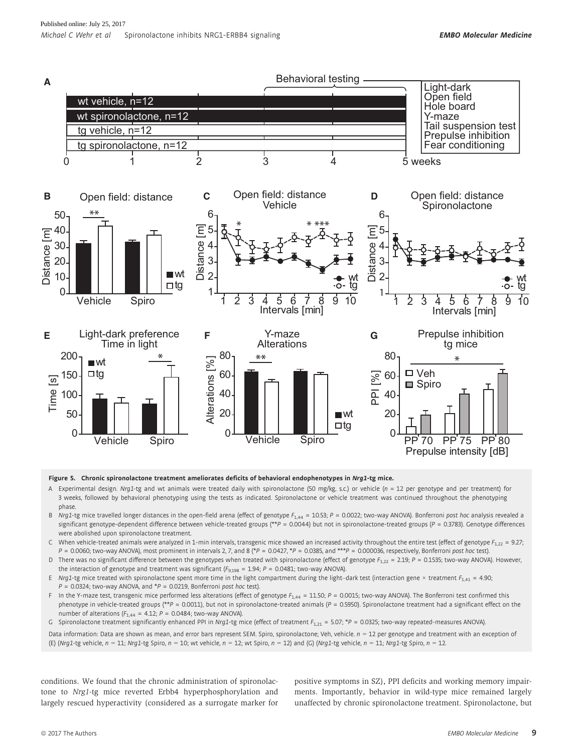**Figure 5. Chronic spironolactone treatment ameliorates deficits of behavioral endophenotypes in *Nrg1*-tg mice.**

A Experimental design. *Nrg1*-tg and wt animals were treated daily with spironolactone (50 mg/kg, s.c.) or vehicle ($n$ = 12 per genotype and per treatment) for 3 weeks, followed by behavioral phenotyping using the tests as indicated. Spironolactone or vehicle treatment was continued throughout the phenotyping phase.

B *Nrg1*-tg mice travelled longer distances in the open-field arena (effect of genotype $F_{1,44}$ = 10.53; $P$ = 0.0022; two-way ANOVA). Bonferroni *post hoc* analysis revealed a significant genotype-dependent difference between vehicle-treated groups (**$P$ = 0.0044) but not in spironolactone-treated groups ($P$ = 0.3783). Genotype differences were abolished upon spironolactone treatment.

C When vehicle-treated animals were analyzed in 1-min intervals, transgenic mice showed an increased activity throughout the entire test (effect of genotype $F_{1,22}$ = 9.27; $P$ = 0.0060; two-way ANOVA), most prominent in intervals 2, 7, and 8 (*$P$ = 0.0427, *$P$ = 0.0385, and ***$P$ = 0.000036, respectively, Bonferroni *post hoc* test).

D There was no significant difference between the genotypes when treated with spironolactone (effect of genotype $F_{1,22}$ = 2.19; $P$ = 0.1535; two-way ANOVA). However, the interaction of genotype and treatment was significant ($F_{9,198}$ = 1.94; $P$ = 0.0481; two-way ANOVA).

E *Nrg1*-tg mice treated with spironolactone spent more time in the light compartment during the light–dark test (interaction gene × treatment $F_{1,41}$ = 4.90; $P$ = 0.0324; two-way ANOVA, and *$P$ = 0.0219, Bonferroni *post hoc* test).

F In the Y-maze test, transgenic mice performed less alterations (effect of genotype $F_{1,44}$ = 11.50; $P$ = 0.0015; two-way ANOVA). The Bonferroni test confirmed this phenotype in vehicle-treated groups (**$P$ = 0.0011), but not in spironolactone-treated animals ($P$ = 0.5950). Spironolactone treatment had a significant effect on the number of alterations ($F_{1,44}$ = 4.12; $P$ = 0.0484; two-way ANOVA).

G Spironolactone treatment significantly enhanced PPI in *Nrg1*-tg mice (effect of treatment $F_{1,21}$ = 5.07; *$P$ = 0.0325; two-way repeated-measures ANOVA).

Data information: Data are shown as mean, and error bars represent SEM. Spiro, spironolactone; Veh, vehicle. $n$ = 12 per genotype and treatment with an exception of (E) (*Nrg1*-tg vehicle, $n$ = 11; *Nrg1*-tg Spiro, $n$ = 10; wt vehicle, $n$ = 12; wt Spiro, $n$ = 12) and (G) (*Nrg1*-tg vehicle, $n$ = 11; *Nrg1*-tg Spiro, $n$ = 12.

conditions. We found that the chronic administration of spironolactone to *Nrg1*-tg mice reverted Erbb4 hyperphosphorylation and largely rescued hyperactivity (considered as a surrogate marker for positive symptoms in SZ), PPI deficits and working memory impairments. Importantly, behavior in wild-type mice remained largely unaffected by chronic spironolactone treatment. Spironolactone, but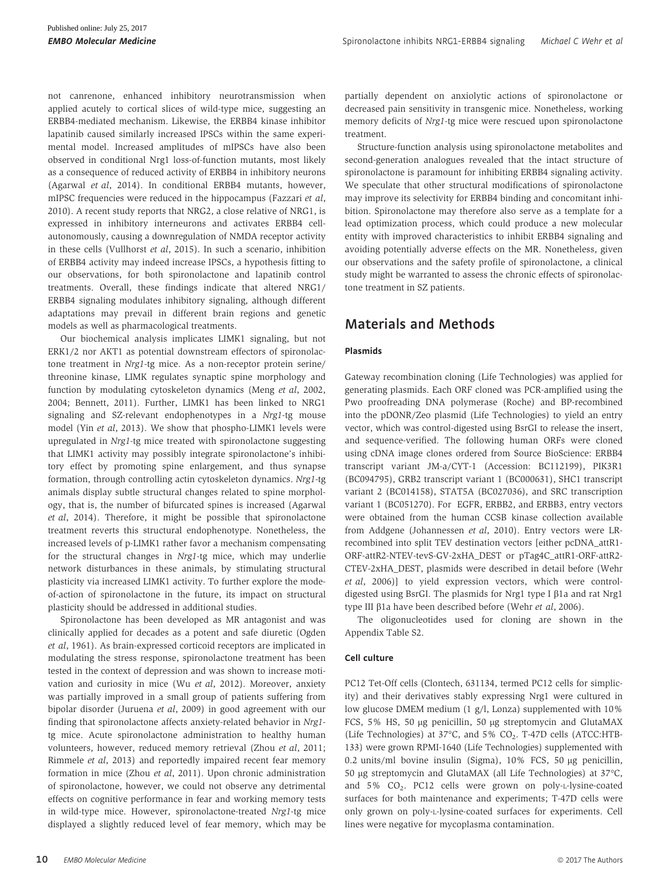not canrenone, enhanced inhibitory neurotransmission when applied acutely to cortical slices of wild-type mice, suggesting an ERBB4-mediated mechanism. Likewise, the ERBB4 kinase inhibitor lapatinib caused similarly increased IPSCs within the same experimental model. Increased amplitudes of mIPSCs have also been observed in conditional Nrg1 loss-of-function mutants, most likely as a consequence of reduced activity of ERBB4 in inhibitory neurons (Agarwal *et al*, 2014). In conditional ERBB4 mutants, however, mIPSC frequencies were reduced in the hippocampus (Fazzari *et al*, 2010). A recent study reports that NRG2, a close relative of NRG1, is expressed in inhibitory interneurons and activates ERBB4 cell-autonomously, causing a downregulation of NMDA receptor activity in these cells (Vullhorst *et al*, 2015). In such a scenario, inhibition of ERBB4 activity may indeed increase IPSCs, a hypothesis fitting to our observations, for both spironolactone and lapatinib control treatments. Overall, these findings indicate that altered NRG1/ERBB4 signaling modulates inhibitory signaling, although different adaptations may prevail in different brain regions and genetic models as well as pharmacological treatments.

Our biochemical analysis implicates LIMK1 signaling, but not ERK1/2 nor AKT1 as potential downstream effectors of spironolactone treatment in *Nrg1*-tg mice. As a non-receptor protein serine/threonine kinase, LIMK regulates synaptic spine morphology and function by modulating cytoskeleton dynamics (Meng *et al*, 2002, 2004; Bennett, 2011). Further, LIMK1 has been linked to NRG1 signaling and SZ-relevant endophenotypes in a *Nrg1*-tg mouse model (Yin *et al*, 2013). We show that phospho-LIMK1 levels were upregulated in *Nrg1*-tg mice treated with spironolactone suggesting that LIMK1 activity may possibly integrate spironolactone's inhibitory effect by promoting spine enlargement, and thus synapse formation, through controlling actin cytoskeleton dynamics. *Nrg1*-tg animals display subtle structural changes related to spine morphology, that is, the number of bifurcated spines is increased (Agarwal *et al*, 2014). Therefore, it might be possible that spironolactone treatment reverts this structural endophenotype. Nonetheless, the increased levels of p-LIMK1 rather favor a mechanism compensating for the structural changes in *Nrg1*-tg mice, which may underlie network disturbances in these animals, by stimulating structural plasticity via increased LIMK1 activity. To further explore the mode-of-action of spironolactone in the future, its impact on structural plasticity should be addressed in additional studies.

Spironolactone has been developed as MR antagonist and was clinically applied for decades as a potent and safe diuretic (Ogden *et al*, 1961). As brain-expressed corticoid receptors are implicated in modulating the stress response, spironolactone treatment has been tested in the context of depression and was shown to increase motivation and curiosity in mice (Wu *et al*, 2012). Moreover, anxiety was partially improved in a small group of patients suffering from bipolar disorder (Juruena *et al*, 2009) in good agreement with our finding that spironolactone affects anxiety-related behavior in *Nrg1*-tg mice. Acute spironolactone administration to healthy human volunteers, however, reduced memory retrieval (Zhou *et al*, 2011; Rimmele *et al*, 2013) and reportedly impaired recent fear memory formation in mice (Zhou *et al*, 2011). Upon chronic administration of spironolactone, however, we could not observe any detrimental effects on cognitive performance in fear and working memory tests in wild-type mice. However, spironolactone-treated *Nrg1*-tg mice displayed a slightly reduced level of fear memory, which may be partially dependent on anxiolytic actions of spironolactone or decreased pain sensitivity in transgenic mice. Nonetheless, working memory deficits of *Nrg1*-tg mice were rescued upon spironolactone treatment.

Structure-function analysis using spironolactone metabolites and second-generation analogues revealed that the intact structure of spironolactone is paramount for inhibiting ERBB4 signaling activity. We speculate that other structural modifications of spironolactone may improve its selectivity for ERBB4 binding and concomitant inhibition. Spironolactone may therefore also serve as a template for a lead optimization process, which could produce a new molecular entity with improved characteristics to inhibit ERBB4 signaling and avoiding potentially adverse effects on the MR. Nonetheless, given our observations and the safety profile of spironolactone, a clinical study might be warranted to assess the chronic effects of spironolactone treatment in SZ patients.

## Materials and Methods

### Plasmids

Gateway recombination cloning (Life Technologies) was applied for generating plasmids. Each ORF cloned was PCR-amplified using the Pwo proofreading DNA polymerase (Roche) and BP-recombined into the pDONR/Zeo plasmid (Life Technologies) to yield an entry vector, which was control-digested using BsrGI to release the insert, and sequence-verified. The following human ORFs were cloned using cDNA image clones ordered from Source BioScience: ERBB4 transcript variant JM-a/CYT-1 (Accession: BC112199), PIK3R1 (BC094795), GRB2 transcript variant 1 (BC000631), SHC1 transcript variant 2 (BC014158), STAT5A (BC027036), and SRC transcription variant 1 (BC051270). For EGFR, ERBB2, and ERBB3, entry vectors were obtained from the human CCSB kinase collection available from Addgene (Johannessen *et al*, 2010). Entry vectors were LR-recombined into split TEV destination vectors [either pcDNA_attR1-ORF-attR2-NTEV-tevS-GV-2xHA_DEST or pTag4C_attR1-ORF-attR2-CTEV-2xHA_DEST, plasmids were described in detail before (Wehr *et al*, 2006)] to yield expression vectors, which were control-digested using BsrGI. The plasmids for Nrg1 type I β1a and rat Nrg1 type III β1a have been described before (Wehr *et al*, 2006).

The oligonucleotides used for cloning are shown in the Appendix Table S2.

### Cell culture

PC12 Tet-Off cells (Clontech, 631134, termed PC12 cells for simplicity) and their derivatives stably expressing Nrg1 were cultured in low glucose DMEM medium (1 g/l, Lonza) supplemented with 10% FCS, 5% HS, 50 μg penicillin, 50 μg streptomycin and GlutaMAX (Life Technologies) at 37°C, and 5% $CO_2$. T-47D cells (ATCC:HTB-133) were grown RPMI-1640 (Life Technologies) supplemented with 0.2 units/ml bovine insulin (Sigma), 10% FCS, 50 μg penicillin, 50 μg streptomycin and GlutaMAX (all Life Technologies) at 37°C, and 5% $CO_2$. PC12 cells were grown on poly-L-lysine-coated surfaces for both maintenance and experiments; T-47D cells were only grown on poly-L-lysine-coated surfaces for experiments. Cell lines were negative for mycoplasma contamination.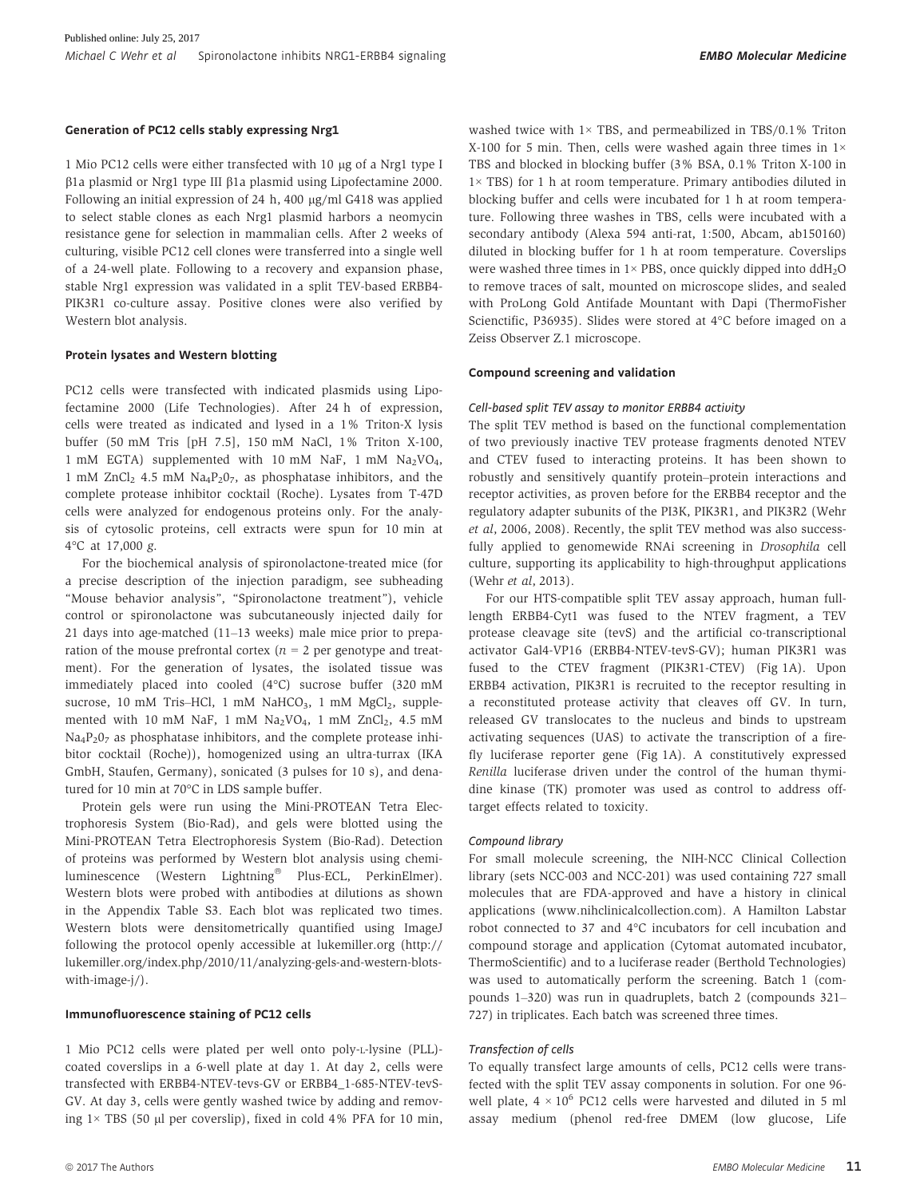### Generation of PC12 cells stably expressing Nrg1

1 Mio PC12 cells were either transfected with 10 μg of a Nrg1 type I β1a plasmid or Nrg1 type III β1a plasmid using Lipofectamine 2000. Following an initial expression of 24 h, 400 μg/ml G418 was applied to select stable clones as each Nrg1 plasmid harbors a neomycin resistance gene for selection in mammalian cells. After 2 weeks of culturing, visible PC12 cell clones were transferred into a single well of a 24-well plate. Following to a recovery and expansion phase, stable Nrg1 expression was validated in a split TEV-based ERBB4-PIK3R1 co-culture assay. Positive clones were also verified by Western blot analysis.

### Protein lysates and Western blotting

PC12 cells were transfected with indicated plasmids using Lipofectamine 2000 (Life Technologies). After 24 h of expression, cells were treated as indicated and lysed in a 1% Triton-X lysis buffer (50 mM Tris [pH 7.5], 150 mM NaCl, 1% Triton X-100, 1 mM EGTA) supplemented with 10 mM NaF, 1 mM $Na_2VO_4$, 1 mM $ZnCl_2$ 4.5 mM $Na_4P_2O_7$, as phosphatase inhibitors, and the complete protease inhibitor cocktail (Roche). Lysates from T-47D cells were analyzed for endogenous proteins only. For the analysis of cytosolic proteins, cell extracts were spun for 10 min at 4°C at 17,000 *g*.

For the biochemical analysis of spironolactone-treated mice (for a precise description of the injection paradigm, see subheading "Mouse behavior analysis", "Spironolactone treatment"), vehicle control or spironolactone was subcutaneously injected daily for 21 days into age-matched (11–13 weeks) male mice prior to preparation of the mouse prefrontal cortex ($n = 2$ per genotype and treatment). For the generation of lysates, the isolated tissue was immediately placed into cooled (4°C) sucrose buffer (320 mM sucrose, 10 mM Tris–HCl, 1 mM $NaHCO_3$, 1 mM $MgCl_2$, supplemented with 10 mM NaF, 1 mM $Na_2VO_4$, 1 mM $ZnCl_2$, 4.5 mM $Na_4P_2O_7$ as phosphatase inhibitors, and the complete protease inhibitor cocktail (Roche)), homogenized using an ultra-turrax (IKA GmbH, Staufen, Germany), sonicated (3 pulses for 10 s), and denatured for 10 min at 70°C in LDS sample buffer.

Protein gels were run using the Mini-PROTEAN Tetra Electrophoresis System (Bio-Rad), and gels were blotted using the Mini-PROTEAN Tetra Electrophoresis System (Bio-Rad). Detection of proteins was performed by Western blot analysis using chemiluminescence (Western Lightning® Plus-ECL, PerkinElmer). Western blots were probed with antibodies at dilutions as shown in the Appendix Table S3. Each blot was replicated two times. Western blots were densitometrically quantified using ImageJ following the protocol openly accessible at lukemiller.org (http://lukemiller.org/index.php/2010/11/analyzing-gels-and-western-blots-with-image-j/).

### Immunofluorescence staining of PC12 cells

1 Mio PC12 cells were plated per well onto poly-L-lysine (PLL)-coated coverslips in a 6-well plate at day 1. At day 2, cells were transfected with ERBB4-NTEV-tevs-GV or ERBB4_1-685-NTEV-tevS-GV. At day 3, cells were gently washed twice by adding and removing 1× TBS (50 μl per coverslip), fixed in cold 4% PFA for 10 min, washed twice with 1× TBS, and permeabilized in TBS/0.1% Triton X-100 for 5 min. Then, cells were washed again three times in 1× TBS and blocked in blocking buffer (3% BSA, 0.1% Triton X-100 in 1× TBS) for 1 h at room temperature. Primary antibodies diluted in blocking buffer and cells were incubated for 1 h at room temperature. Following three washes in TBS, cells were incubated with a secondary antibody (Alexa 594 anti-rat, 1:500, Abcam, ab150160) diluted in blocking buffer for 1 h at room temperature. Coverslips were washed three times in 1× PBS, once quickly dipped into $ddH_2O$ to remove traces of salt, mounted on microscope slides, and sealed with ProLong Gold Antifade Mountant with Dapi (ThermoFisher Scienctific, P36935). Slides were stored at 4°C before imaged on a Zeiss Observer Z.1 microscope.

### Compound screening and validation

#### *Cell-based split TEV assay to monitor ERBB4 activity*

The split TEV method is based on the functional complementation of two previously inactive TEV protease fragments denoted NTEV and CTEV fused to interacting proteins. It has been shown to robustly and sensitively quantify protein–protein interactions and receptor activities, as proven before for the ERBB4 receptor and the regulatory adapter subunits of the PI3K, PIK3R1, and PIK3R2 (Wehr *et al*, 2006, 2008). Recently, the split TEV method was also successfully applied to genomewide RNAi screening in *Drosophila* cell culture, supporting its applicability to high-throughput applications (Wehr *et al*, 2013).

For our HTS-compatible split TEV assay approach, human full-length ERBB4-Cyt1 was fused to the NTEV fragment, a TEV protease cleavage site (tevS) and the artificial co-transcriptional activator Gal4-VP16 (ERBB4-NTEV-tevS-GV); human PIK3R1 was fused to the CTEV fragment (PIK3R1-CTEV) (Fig 1A). Upon ERBB4 activation, PIK3R1 is recruited to the receptor resulting in a reconstituted protease activity that cleaves off GV. In turn, released GV translocates to the nucleus and binds to upstream activating sequences (UAS) to activate the transcription of a firefly luciferase reporter gene (Fig 1A). A constitutively expressed *Renilla* luciferase driven under the control of the human thymidine kinase (TK) promoter was used as control to address off-target effects related to toxicity.

#### *Compound library*

For small molecule screening, the NIH-NCC Clinical Collection library (sets NCC-003 and NCC-201) was used containing 727 small molecules that are FDA-approved and have a history in clinical applications (www.nihclinicalcollection.com). A Hamilton Labstar robot connected to 37 and 4°C incubators for cell incubation and compound storage and application (Cytomat automated incubator, ThermoScientific) and to a luciferase reader (Berthold Technologies) was used to automatically perform the screening. Batch 1 (compounds 1–320) was run in quadruplets, batch 2 (compounds 321–727) in triplicates. Each batch was screened three times.

#### *Transfection of cells*

To equally transfect large amounts of cells, PC12 cells were transfected with the split TEV assay components in solution. For one 96-well plate, $4 \times 10^6$ PC12 cells were harvested and diluted in 5 ml assay medium (phenol red-free DMEM (low glucose, Life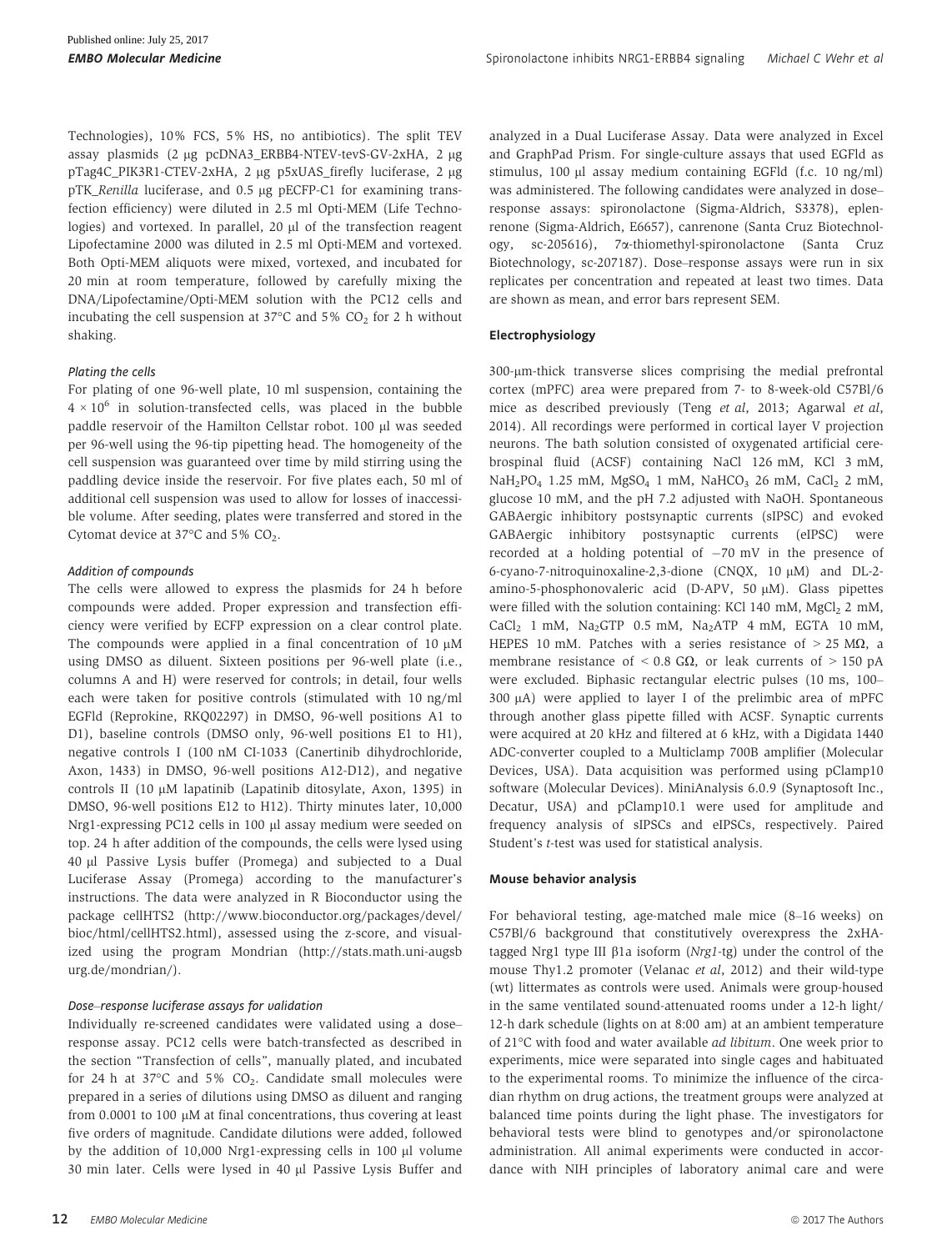Technologies), 10% FCS, 5% HS, no antibiotics). The split TEV assay plasmids (2 μg pcDNA3_ERBB4-NTEV-tevS-GV-2xHA, 2 μg pTag4C_PIK3R1-CTEV-2xHA, 2 μg p5xUAS_firefly luciferase, 2 μg pTK_*Renilla* luciferase, and 0.5 μg pECFP-C1 for examining transfection efficiency) were diluted in 2.5 ml Opti-MEM (Life Technologies) and vortexed. In parallel, 20 μl of the transfection reagent Lipofectamine 2000 was diluted in 2.5 ml Opti-MEM and vortexed. Both Opti-MEM aliquots were mixed, vortexed, and incubated for 20 min at room temperature, followed by carefully mixing the DNA/Lipofectamine/Opti-MEM solution with the PC12 cells and incubating the cell suspension at 37°C and 5% $CO_2$ for 2 h without shaking.

*Plating the cells*

For plating of one 96-well plate, 10 ml suspension, containing the $4 \times 10^6$ in solution-transfected cells, was placed in the bubble paddle reservoir of the Hamilton Cellstar robot. 100 μl was seeded per 96-well using the 96-tip pipetting head. The homogeneity of the cell suspension was guaranteed over time by mild stirring using the paddling device inside the reservoir. For five plates each, 50 ml of additional cell suspension was used to allow for losses of inaccessible volume. After seeding, plates were transferred and stored in the Cytomat device at 37°C and 5% $CO_2$.

*Addition of compounds*

The cells were allowed to express the plasmids for 24 h before compounds were added. Proper expression and transfection efficiency were verified by ECFP expression on a clear control plate. The compounds were applied in a final concentration of 10 μM using DMSO as diluent. Sixteen positions per 96-well plate (i.e., columns A and H) were reserved for controls; in detail, four wells each were taken for positive controls (stimulated with 10 ng/ml EGFld (Reprokine, RKQ02297) in DMSO, 96-well positions A1 to D1), baseline controls (DMSO only, 96-well positions E1 to H1), negative controls I (100 nM CI-1033 (Canertinib dihydrochloride, Axon, 1433) in DMSO, 96-well positions A12-D12), and negative controls II (10 μM lapatinib (Lapatinib ditosylate, Axon, 1395) in DMSO, 96-well positions E12 to H12). Thirty minutes later, 10,000 Nrg1-expressing PC12 cells in 100 μl assay medium were seeded on top. 24 h after addition of the compounds, the cells were lysed using 40 μl Passive Lysis buffer (Promega) and subjected to a Dual Luciferase Assay (Promega) according to the manufacturer's instructions. The data were analyzed in R Bioconductor using the package cellHTS2 (http://www.bioconductor.org/packages/devel/bioc/html/cellHTS2.html), assessed using the z-score, and visualized using the program Mondrian (http://stats.math.uni-augsburg.de/mondrian/).

*Dose–response luciferase assays for validation*

Individually re-screened candidates were validated using a dose–response assay. PC12 cells were batch-transfected as described in the section "Transfection of cells", manually plated, and incubated for 24 h at 37°C and 5% $CO_2$. Candidate small molecules were prepared in a series of dilutions using DMSO as diluent and ranging from 0.0001 to 100 μM at final concentrations, thus covering at least five orders of magnitude. Candidate dilutions were added, followed by the addition of 10,000 Nrg1-expressing cells in 100 μl volume 30 min later. Cells were lysed in 40 μl Passive Lysis Buffer and analyzed in a Dual Luciferase Assay. Data were analyzed in Excel and GraphPad Prism. For single-culture assays that used EGFld as stimulus, 100 μl assay medium containing EGFld (f.c. 10 ng/ml) was administered. The following candidates were analyzed in dose–response assays: spironolactone (Sigma-Aldrich, S3378), eplenrenone (Sigma-Aldrich, E6657), canrenone (Santa Cruz Biotechnology, sc-205616), 7α-thiomethyl-spironolactone (Santa Cruz Biotechnology, sc-207187). Dose–response assays were run in six replicates per concentration and repeated at least two times. Data are shown as mean, and error bars represent SEM.

### Electrophysiology

300-μm-thick transverse slices comprising the medial prefrontal cortex (mPFC) area were prepared from 7- to 8-week-old C57Bl/6 mice as described previously (Teng *et al*, 2013; Agarwal *et al*, 2014). All recordings were performed in cortical layer V projection neurons. The bath solution consisted of oxygenated artificial cerebrospinal fluid (ACSF) containing NaCl 126 mM, KCl 3 mM, $NaH_2PO_4$ 1.25 mM, $MgSO_4$ 1 mM, $NaHCO_3$ 26 mM, $CaCl_2$ 2 mM, glucose 10 mM, and the pH 7.2 adjusted with NaOH. Spontaneous GABAergic inhibitory postsynaptic currents (sIPSC) and evoked GABAergic inhibitory postsynaptic currents (eIPSC) were recorded at a holding potential of −70 mV in the presence of 6-cyano-7-nitroquinoxaline-2,3-dione (CNQX, 10 μM) and DL-2-amino-5-phosphonovaleric acid (D-APV, 50 μM). Glass pipettes were filled with the solution containing: KCl 140 mM, $MgCl_2$ 2 mM, $CaCl_2$ 1 mM, $Na_2GTP$ 0.5 mM, $Na_2ATP$ 4 mM, EGTA 10 mM, HEPES 10 mM. Patches with a series resistance of > 25 MΩ, a membrane resistance of < 0.8 GΩ, or leak currents of > 150 pA were excluded. Biphasic rectangular electric pulses (10 ms, 100–300 μA) were applied to layer I of the prelimbic area of mPFC through another glass pipette filled with ACSF. Synaptic currents were acquired at 20 kHz and filtered at 6 kHz, with a Digidata 1440 ADC-converter coupled to a Multiclamp 700B amplifier (Molecular Devices, USA). Data acquisition was performed using pClamp10 software (Molecular Devices). MiniAnalysis 6.0.9 (Synaptosoft Inc., Decatur, USA) and pClamp10.1 were used for amplitude and frequency analysis of sIPSCs and eIPSCs, respectively. Paired Student's *t*-test was used for statistical analysis.

### Mouse behavior analysis

For behavioral testing, age-matched male mice (8–16 weeks) on C57Bl/6 background that constitutively overexpress the 2xHA-tagged Nrg1 type III β1a isoform (*Nrg1*-tg) under the control of the mouse Thy1.2 promoter (Velanac *et al*, 2012) and their wild-type (wt) littermates as controls were used. Animals were group-housed in the same ventilated sound-attenuated rooms under a 12-h light/12-h dark schedule (lights on at 8:00 am) at an ambient temperature of 21°C with food and water available *ad libitum*. One week prior to experiments, mice were separated into single cages and habituated to the experimental rooms. To minimize the influence of the circadian rhythm on drug actions, the treatment groups were analyzed at balanced time points during the light phase. The investigators for behavioral tests were blind to genotypes and/or spironolactone administration. All animal experiments were conducted in accordance with NIH principles of laboratory animal care and were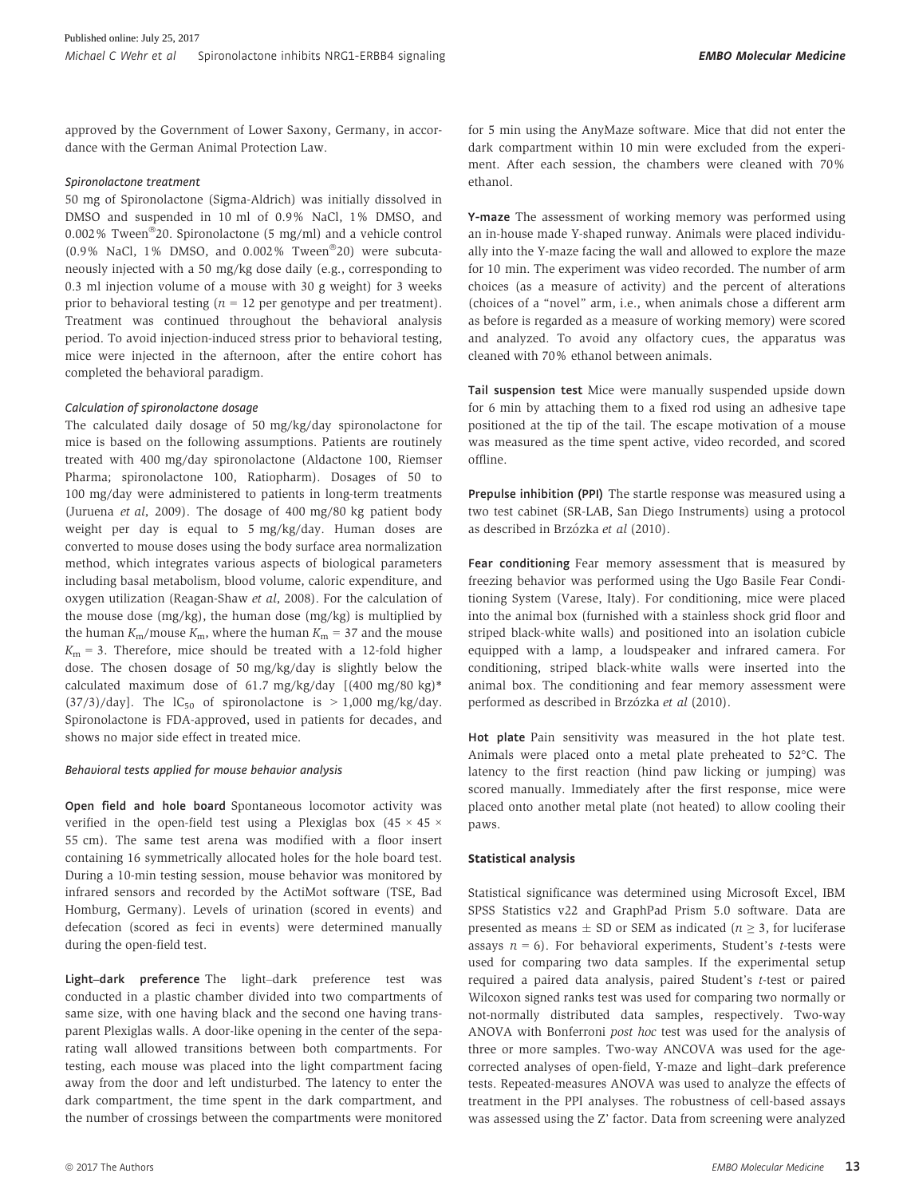approved by the Government of Lower Saxony, Germany, in accordance with the German Animal Protection Law.

#### *Spironolactone treatment*

50 mg of Spironolactone (Sigma-Aldrich) was initially dissolved in DMSO and suspended in 10 ml of 0.9% NaCl, 1% DMSO, and 0.002% Tween®20. Spironolactone (5 mg/ml) and a vehicle control (0.9% NaCl, 1% DMSO, and 0.002% Tween®20) were subcutaneously injected with a 50 mg/kg dose daily (e.g., corresponding to 0.3 ml injection volume of a mouse with 30 g weight) for 3 weeks prior to behavioral testing ($n = 12$ per genotype and per treatment). Treatment was continued throughout the behavioral analysis period. To avoid injection-induced stress prior to behavioral testing, mice were injected in the afternoon, after the entire cohort has completed the behavioral paradigm.

#### *Calculation of spironolactone dosage*

The calculated daily dosage of 50 mg/kg/day spironolactone for mice is based on the following assumptions. Patients are routinely treated with 400 mg/day spironolactone (Aldactone 100, Riemser Pharma; spironolactone 100, Ratiopharm). Dosages of 50 to 100 mg/day were administered to patients in long-term treatments (Juruena *et al*, 2009). The dosage of 400 mg/80 kg patient body weight per day is equal to 5 mg/kg/day. Human doses are converted to mouse doses using the body surface area normalization method, which integrates various aspects of biological parameters including basal metabolism, blood volume, caloric expenditure, and oxygen utilization (Reagan-Shaw *et al*, 2008). For the calculation of the mouse dose (mg/kg), the human dose (mg/kg) is multiplied by the human $K_m$/mouse $K_m$, where the human $K_m = 37$ and the mouse $K_m = 3$. Therefore, mice should be treated with a 12-fold higher dose. The chosen dosage of 50 mg/kg/day is slightly below the calculated maximum dose of 61.7 mg/kg/day [(400 mg/80 kg)* (37/3)/day]. The $lC_{50}$ of spironolactone is > 1,000 mg/kg/day. Spironolactone is FDA-approved, used in patients for decades, and shows no major side effect in treated mice.

#### *Behavioral tests applied for mouse behavior analysis*

**Open field and hole board** Spontaneous locomotor activity was verified in the open-field test using a Plexiglas box (45 × 45 × 55 cm). The same test arena was modified with a floor insert containing 16 symmetrically allocated holes for the hole board test. During a 10-min testing session, mouse behavior was monitored by infrared sensors and recorded by the ActiMot software (TSE, Bad Homburg, Germany). Levels of urination (scored in events) and defecation (scored as feci in events) were determined manually during the open-field test.

**Light–dark preference** The light–dark preference test was conducted in a plastic chamber divided into two compartments of same size, with one having black and the second one having transparent Plexiglas walls. A door-like opening in the center of the separating wall allowed transitions between both compartments. For testing, each mouse was placed into the light compartment facing away from the door and left undisturbed. The latency to enter the dark compartment, the time spent in the dark compartment, and the number of crossings between the compartments were monitored for 5 min using the AnyMaze software. Mice that did not enter the dark compartment within 10 min were excluded from the experiment. After each session, the chambers were cleaned with 70% ethanol.

**Y-maze** The assessment of working memory was performed using an in-house made Y-shaped runway. Animals were placed individually into the Y-maze facing the wall and allowed to explore the maze for 10 min. The experiment was video recorded. The number of arm choices (as a measure of activity) and the percent of alterations (choices of a "novel" arm, i.e., when animals chose a different arm as before is regarded as a measure of working memory) were scored and analyzed. To avoid any olfactory cues, the apparatus was cleaned with 70% ethanol between animals.

**Tail suspension test** Mice were manually suspended upside down for 6 min by attaching them to a fixed rod using an adhesive tape positioned at the tip of the tail. The escape motivation of a mouse was measured as the time spent active, video recorded, and scored offline.

**Prepulse inhibition (PPI)** The startle response was measured using a two test cabinet (SR-LAB, San Diego Instruments) using a protocol as described in Brzózka *et al* (2010).

**Fear conditioning** Fear memory assessment that is measured by freezing behavior was performed using the Ugo Basile Fear Conditioning System (Varese, Italy). For conditioning, mice were placed into the animal box (furnished with a stainless shock grid floor and striped black-white walls) and positioned into an isolation cubicle equipped with a lamp, a loudspeaker and infrared camera. For conditioning, striped black-white walls were inserted into the animal box. The conditioning and fear memory assessment were performed as described in Brzózka *et al* (2010).

**Hot plate** Pain sensitivity was measured in the hot plate test. Animals were placed onto a metal plate preheated to 52°C. The latency to the first reaction (hind paw licking or jumping) was scored manually. Immediately after the first response, mice were placed onto another metal plate (not heated) to allow cooling their paws.

### Statistical analysis

Statistical significance was determined using Microsoft Excel, IBM SPSS Statistics v22 and GraphPad Prism 5.0 software. Data are presented as means ± SD or SEM as indicated ($n \geq 3$, for luciferase assays $n = 6$). For behavioral experiments, Student's *t*-tests were used for comparing two data samples. If the experimental setup required a paired data analysis, paired Student's *t*-test or paired Wilcoxon signed ranks test was used for comparing two normally or not-normally distributed data samples, respectively. Two-way ANOVA with Bonferroni *post hoc* test was used for the analysis of three or more samples. Two-way ANCOVA was used for the age-corrected analyses of open-field, Y-maze and light–dark preference tests. Repeated-measures ANOVA was used to analyze the effects of treatment in the PPI analyses. The robustness of cell-based assays was assessed using the Z' factor. Data from screening were analyzed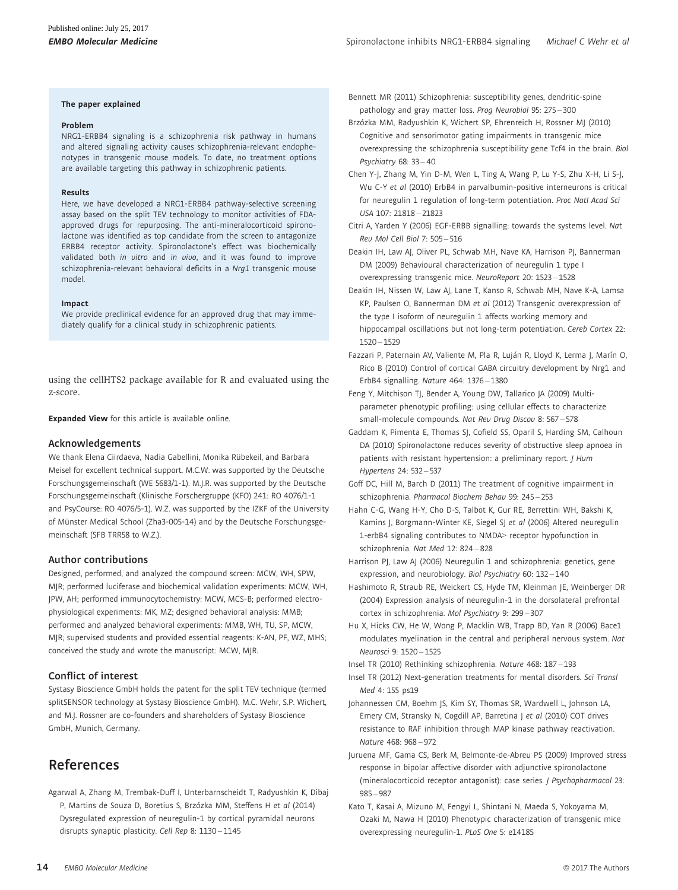### The paper explained

**Problem**

NRG1-ERBB4 signaling is a schizophrenia risk pathway in humans and altered signaling activity causes schizophrenia-relevant endophenotypes in transgenic mouse models. To date, no treatment options are available targeting this pathway in schizophrenic patients.

**Results**

Here, we have developed a NRG1-ERBB4 pathway-selective screening assay based on the split TEV technology to monitor activities of FDA-approved drugs for repurposing. The anti-mineralocorticoid spironolactone was identified as top candidate from the screen to antagonize ERBB4 receptor activity. Spironolactone's effect was biochemically validated both *in vitro* and *in vivo*, and it was found to improve schizophrenia-relevant behavioral deficits in a *Nrg1* transgenic mouse model.

**Impact**

We provide preclinical evidence for an approved drug that may immediately qualify for a clinical study in schizophrenic patients.

using the cellHTS2 package available for R and evaluated using the z-score.

**Expanded View** for this article is available online.

## Acknowledgements

We thank Elena Ciirdaeva, Nadia Gabellini, Monika Rübekeil, and Barbara Meisel for excellent technical support. M.C.W. was supported by the Deutsche Forschungsgemeinschaft (WE 5683/1-1). M.J.R. was supported by the Deutsche Forschungsgemeinschaft (Klinische Forschergruppe (KFO) 241: RO 4076/1-1 and PsyCourse: RO 4076/5-1). W.Z. was supported by the IZKF of the University of Münster Medical School (Zha3-005-14) and by the Deutsche Forschungsgemeinschaft (SFB TRR58 to W.Z.).

## Author contributions

Designed, performed, and analyzed the compound screen: MCW, WH, SPW, MJR; performed luciferase and biochemical validation experiments: MCW, WH, JPW, AH; performed immunocytochemistry: MCW, MCS-B; performed electrophysiological experiments: MK, MZ; designed behavioral analysis: MMB; performed and analyzed behavioral experiments: MMB, WH, TU, SP, MCW, MJR; supervised students and provided essential reagents: K-AN, PF, WZ, MHS; conceived the study and wrote the manuscript: MCW, MJR.

## Conflict of interest

Systasy Bioscience GmbH holds the patent for the split TEV technique (termed splitSENSOR technology at Systasy Bioscience GmbH). M.C. Wehr, S.P. Wichert, and M.J. Rossner are co-founders and shareholders of Systasy Bioscience GmbH, Munich, Germany.

# References

Agarwal A, Zhang M, Trembak-Duff I, Unterbarnscheidt T, Radyushkin K, Dibaj P, Martins de Souza D, Boretius S, Brzózka MM, Steffens H *et al* (2014) Dysregulated expression of neuregulin-1 by cortical pyramidal neurons disrupts synaptic plasticity. *Cell Rep* 8: 1130 – 1145

Bennett MR (2011) Schizophrenia: susceptibility genes, dendritic-spine pathology and gray matter loss. *Prog Neurobiol* 95: 275 – 300

Brzózka MM, Radyushkin K, Wichert SP, Ehrenreich H, Rossner MJ (2010) Cognitive and sensorimotor gating impairments in transgenic mice overexpressing the schizophrenia susceptibility gene Tcf4 in the brain. *Biol Psychiatry* 68: 33 – 40

Chen Y-J, Zhang M, Yin D-M, Wen L, Ting A, Wang P, Lu Y-S, Zhu X-H, Li S-J, Wu C-Y *et al* (2010) ErbB4 in parvalbumin-positive interneurons is critical for neuregulin 1 regulation of long-term potentiation. *Proc Natl Acad Sci USA* 107: 21818 – 21823

Citri A, Yarden Y (2006) EGF-ERBB signalling: towards the systems level. *Nat Rev Mol Cell Biol* 7: 505 – 516

Deakin IH, Law AJ, Oliver PL, Schwab MH, Nave KA, Harrison PJ, Bannerman DM (2009) Behavioural characterization of neuregulin 1 type I overexpressing transgenic mice. *NeuroReport* 20: 1523 – 1528

Deakin IH, Nissen W, Law AJ, Lane T, Kanso R, Schwab MH, Nave K-A, Lamsa KP, Paulsen O, Bannerman DM *et al* (2012) Transgenic overexpression of the type I isoform of neuregulin 1 affects working memory and hippocampal oscillations but not long-term potentiation. *Cereb Cortex* 22: 1520 – 1529

Fazzari P, Paternain AV, Valiente M, Pla R, Luján R, Lloyd K, Lerma J, Marín O, Rico B (2010) Control of cortical GABA circuitry development by Nrg1 and ErbB4 signalling. *Nature* 464: 1376 – 1380

Feng Y, Mitchison TJ, Bender A, Young DW, Tallarico JA (2009) Multi-parameter phenotypic profiling: using cellular effects to characterize small-molecule compounds. *Nat Rev Drug Discov* 8: 567 – 578

Gaddam K, Pimenta E, Thomas SJ, Cofield SS, Oparil S, Harding SM, Calhoun DA (2010) Spironolactone reduces severity of obstructive sleep apnoea in patients with resistant hypertension: a preliminary report. *J Hum Hypertens* 24: 532 – 537

Goff DC, Hill M, Barch D (2011) The treatment of cognitive impairment in schizophrenia. *Pharmacol Biochem Behav* 99: 245 – 253

Hahn C-G, Wang H-Y, Cho D-S, Talbot K, Gur RE, Berrettini WH, Bakshi K, Kamins J, Borgmann-Winter KE, Siegel SJ *et al* (2006) Altered neuregulin 1-erbB4 signaling contributes to NMDA> receptor hypofunction in schizophrenia. *Nat Med* 12: 824 – 828

Harrison PJ, Law AJ (2006) Neuregulin 1 and schizophrenia: genetics, gene expression, and neurobiology. *Biol Psychiatry* 60: 132 – 140

Hashimoto R, Straub RE, Weickert CS, Hyde TM, Kleinman JE, Weinberger DR (2004) Expression analysis of neuregulin-1 in the dorsolateral prefrontal cortex in schizophrenia. *Mol Psychiatry* 9: 299 – 307

Hu X, Hicks CW, He W, Wong P, Macklin WB, Trapp BD, Yan R (2006) Bace1 modulates myelination in the central and peripheral nervous system. *Nat Neurosci* 9: 1520 – 1525

Insel TR (2010) Rethinking schizophrenia. *Nature* 468: 187 – 193

Insel TR (2012) Next-generation treatments for mental disorders. *Sci Transl Med* 4: 155 ps19

Johannessen CM, Boehm JS, Kim SY, Thomas SR, Wardwell L, Johnson LA, Emery CM, Stransky N, Cogdill AP, Barretina J *et al* (2010) COT drives resistance to RAF inhibition through MAP kinase pathway reactivation. *Nature* 468: 968 – 972

Juruena MF, Gama CS, Berk M, Belmonte-de-Abreu PS (2009) Improved stress response in bipolar affective disorder with adjunctive spironolactone (mineralocorticoid receptor antagonist): case series. *J Psychopharmacol* 23: 985 – 987

Kato T, Kasai A, Mizuno M, Fengyi L, Shintani N, Maeda S, Yokoyama M, Ozaki M, Nawa H (2010) Phenotypic characterization of transgenic mice overexpressing neuregulin-1. *PLoS One* 5: e14185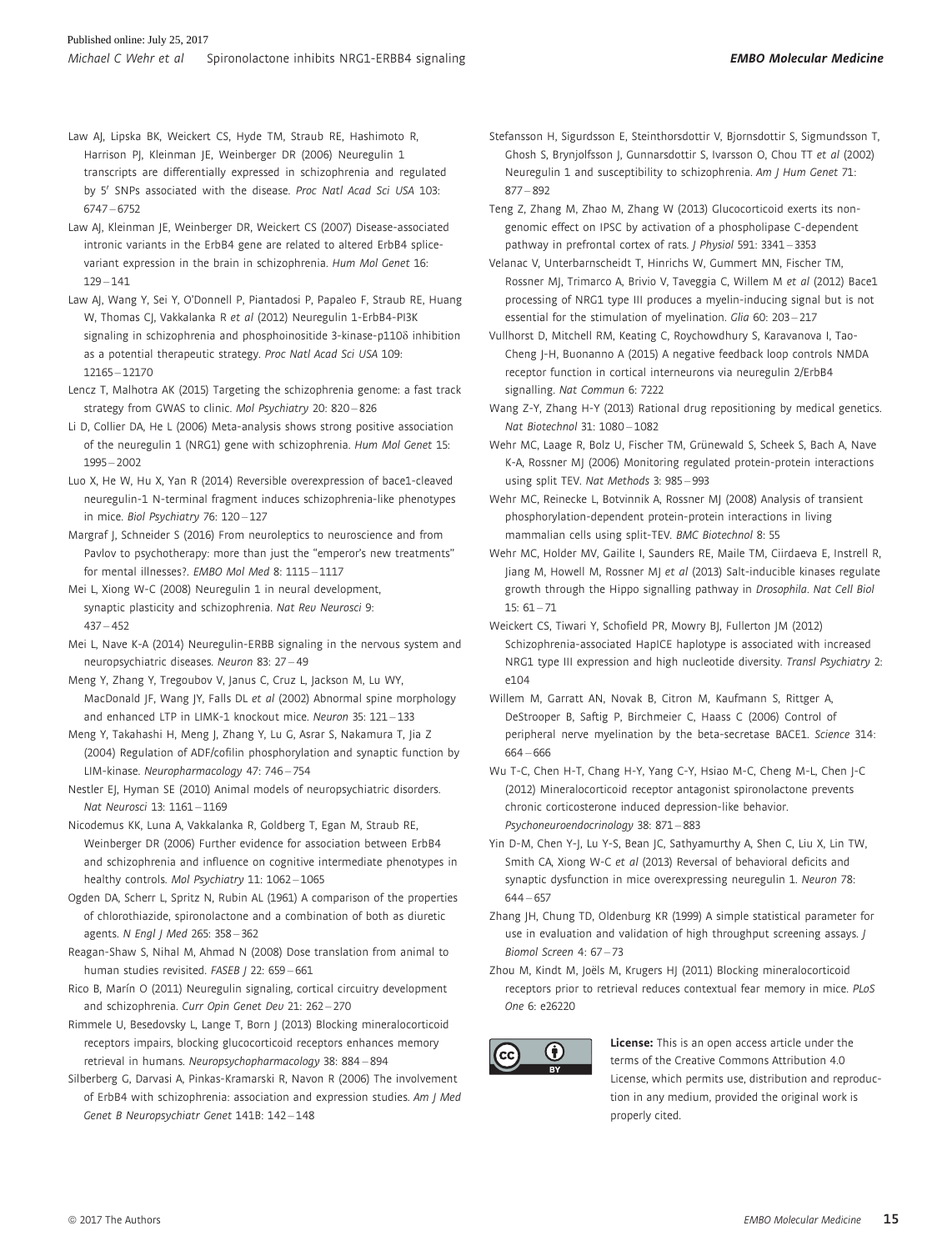Law AJ, Lipska BK, Weickert CS, Hyde TM, Straub RE, Hashimoto R, Harrison PJ, Kleinman JE, Weinberger DR (2006) Neuregulin 1 transcripts are differentially expressed in schizophrenia and regulated by 5′ SNPs associated with the disease. *Proc Natl Acad Sci USA* 103: 6747 – 6752

Law AJ, Kleinman JE, Weinberger DR, Weickert CS (2007) Disease-associated intronic variants in the ErbB4 gene are related to altered ErbB4 splice-variant expression in the brain in schizophrenia. *Hum Mol Genet* 16: 129 – 141

Law AJ, Wang Y, Sei Y, O'Donnell P, Piantadosi P, Papaleo F, Straub RE, Huang W, Thomas CJ, Vakkalanka R *et al* (2012) Neuregulin 1-ErbB4-PI3K signaling in schizophrenia and phosphoinositide 3-kinase-p110δ inhibition as a potential therapeutic strategy. *Proc Natl Acad Sci USA* 109: 12165 – 12170

Lencz T, Malhotra AK (2015) Targeting the schizophrenia genome: a fast track strategy from GWAS to clinic. *Mol Psychiatry* 20: 820 – 826

Li D, Collier DA, He L (2006) Meta-analysis shows strong positive association of the neuregulin 1 (NRG1) gene with schizophrenia. *Hum Mol Genet* 15: 1995 – 2002

Luo X, He W, Hu X, Yan R (2014) Reversible overexpression of bace1-cleaved neuregulin-1 N-terminal fragment induces schizophrenia-like phenotypes in mice. *Biol Psychiatry* 76: 120 – 127

Margraf J, Schneider S (2016) From neuroleptics to neuroscience and from Pavlov to psychotherapy: more than just the "emperor's new treatments" for mental illnesses?. *EMBO Mol Med* 8: 1115 – 1117

Mei L, Xiong W-C (2008) Neuregulin 1 in neural development, synaptic plasticity and schizophrenia. *Nat Rev Neurosci* 9: 437 – 452

Mei L, Nave K-A (2014) Neuregulin-ERBB signaling in the nervous system and neuropsychiatric diseases. *Neuron* 83: 27 – 49

Meng Y, Zhang Y, Tregoubov V, Janus C, Cruz L, Jackson M, Lu WY, MacDonald JF, Wang JY, Falls DL *et al* (2002) Abnormal spine morphology and enhanced LTP in LIMK-1 knockout mice. *Neuron* 35: 121 – 133

Meng Y, Takahashi H, Meng J, Zhang Y, Lu G, Asrar S, Nakamura T, Jia Z (2004) Regulation of ADF/cofilin phosphorylation and synaptic function by LIM-kinase. *Neuropharmacology* 47: 746 – 754

Nestler EJ, Hyman SE (2010) Animal models of neuropsychiatric disorders. *Nat Neurosci* 13: 1161 – 1169

Nicodemus KK, Luna A, Vakkalanka R, Goldberg T, Egan M, Straub RE, Weinberger DR (2006) Further evidence for association between ErbB4 and schizophrenia and influence on cognitive intermediate phenotypes in healthy controls. *Mol Psychiatry* 11: 1062 – 1065

Ogden DA, Scherr L, Spritz N, Rubin AL (1961) A comparison of the properties of chlorothiazide, spironolactone and a combination of both as diuretic agents. *N Engl J Med* 265: 358 – 362

Reagan-Shaw S, Nihal M, Ahmad N (2008) Dose translation from animal to human studies revisited. *FASEB J* 22: 659 – 661

Rico B, Marín O (2011) Neuregulin signaling, cortical circuitry development and schizophrenia. *Curr Opin Genet Dev* 21: 262 – 270

Rimmele U, Besedovsky L, Lange T, Born J (2013) Blocking mineralocorticoid receptors impairs, blocking glucocorticoid receptors enhances memory retrieval in humans. *Neuropsychopharmacology* 38: 884 – 894

Silberberg G, Darvasi A, Pinkas-Kramarski R, Navon R (2006) The involvement of ErbB4 with schizophrenia: association and expression studies. *Am J Med Genet B Neuropsychiatr Genet* 141B: 142 – 148

Stefansson H, Sigurdsson E, Steinthorsdottir V, Bjornsdottir S, Sigmundsson T, Ghosh S, Brynjolfsson J, Gunnarsdottir S, Ivarsson O, Chou TT *et al* (2002) Neuregulin 1 and susceptibility to schizophrenia. *Am J Hum Genet* 71: 877 – 892

Teng Z, Zhang M, Zhao M, Zhang W (2013) Glucocorticoid exerts its non-genomic effect on IPSC by activation of a phospholipase C-dependent pathway in prefrontal cortex of rats. *J Physiol* 591: 3341 – 3353

Velanac V, Unterbarnscheidt T, Hinrichs W, Gummert MN, Fischer TM, Rossner MJ, Trimarco A, Brivio V, Taveggia C, Willem M *et al* (2012) Bace1 processing of NRG1 type III produces a myelin-inducing signal but is not essential for the stimulation of myelination. *Glia* 60: 203 – 217

Vullhorst D, Mitchell RM, Keating C, Roychowdhury S, Karavanova I, Tao-Cheng J-H, Buonanno A (2015) A negative feedback loop controls NMDA receptor function in cortical interneurons via neuregulin 2/ErbB4 signalling. *Nat Commun* 6: 7222

Wang Z-Y, Zhang H-Y (2013) Rational drug repositioning by medical genetics. *Nat Biotechnol* 31: 1080 – 1082

Wehr MC, Laage R, Bolz U, Fischer TM, Grünewald S, Scheek S, Bach A, Nave K-A, Rossner MJ (2006) Monitoring regulated protein-protein interactions using split TEV. *Nat Methods* 3: 985 – 993

Wehr MC, Reinecke L, Botvinnik A, Rossner MJ (2008) Analysis of transient phosphorylation-dependent protein-protein interactions in living mammalian cells using split-TEV. *BMC Biotechnol* 8: 55

Wehr MC, Holder MV, Gailite I, Saunders RE, Maile TM, Ciirdaeva E, Instrell R, Jiang M, Howell M, Rossner MJ *et al* (2013) Salt-inducible kinases regulate growth through the Hippo signalling pathway in *Drosophila*. *Nat Cell Biol* 15: 61 – 71

Weickert CS, Tiwari Y, Schofield PR, Mowry BJ, Fullerton JM (2012) Schizophrenia-associated HapICE haplotype is associated with increased NRG1 type III expression and high nucleotide diversity. *Transl Psychiatry* 2: e104

Willem M, Garratt AN, Novak B, Citron M, Kaufmann S, Rittger A, DeStrooper B, Saftig P, Birchmeier C, Haass C (2006) Control of peripheral nerve myelination by the beta-secretase BACE1. *Science* 314: 664 – 666

Wu T-C, Chen H-T, Chang H-Y, Yang C-Y, Hsiao M-C, Cheng M-L, Chen J-C (2012) Mineralocorticoid receptor antagonist spironolactone prevents chronic corticosterone induced depression-like behavior. *Psychoneuroendocrinology* 38: 871 – 883

Yin D-M, Chen Y-J, Lu Y-S, Bean JC, Sathyamurthy A, Shen C, Liu X, Lin TW, Smith CA, Xiong W-C *et al* (2013) Reversal of behavioral deficits and synaptic dysfunction in mice overexpressing neuregulin 1. *Neuron* 78: 644 – 657

Zhang JH, Chung TD, Oldenburg KR (1999) A simple statistical parameter for use in evaluation and validation of high throughput screening assays. *J Biomol Screen* 4: 67 – 73

Zhou M, Kindt M, Joëls M, Krugers HJ (2011) Blocking mineralocorticoid receptors prior to retrieval reduces contextual fear memory in mice. *PLoS One* 6: e26220

**License:** This is an open access article under the terms of the Creative Commons Attribution 4.0 License, which permits use, distribution and reproduction in any medium, provided the original work is properly cited.